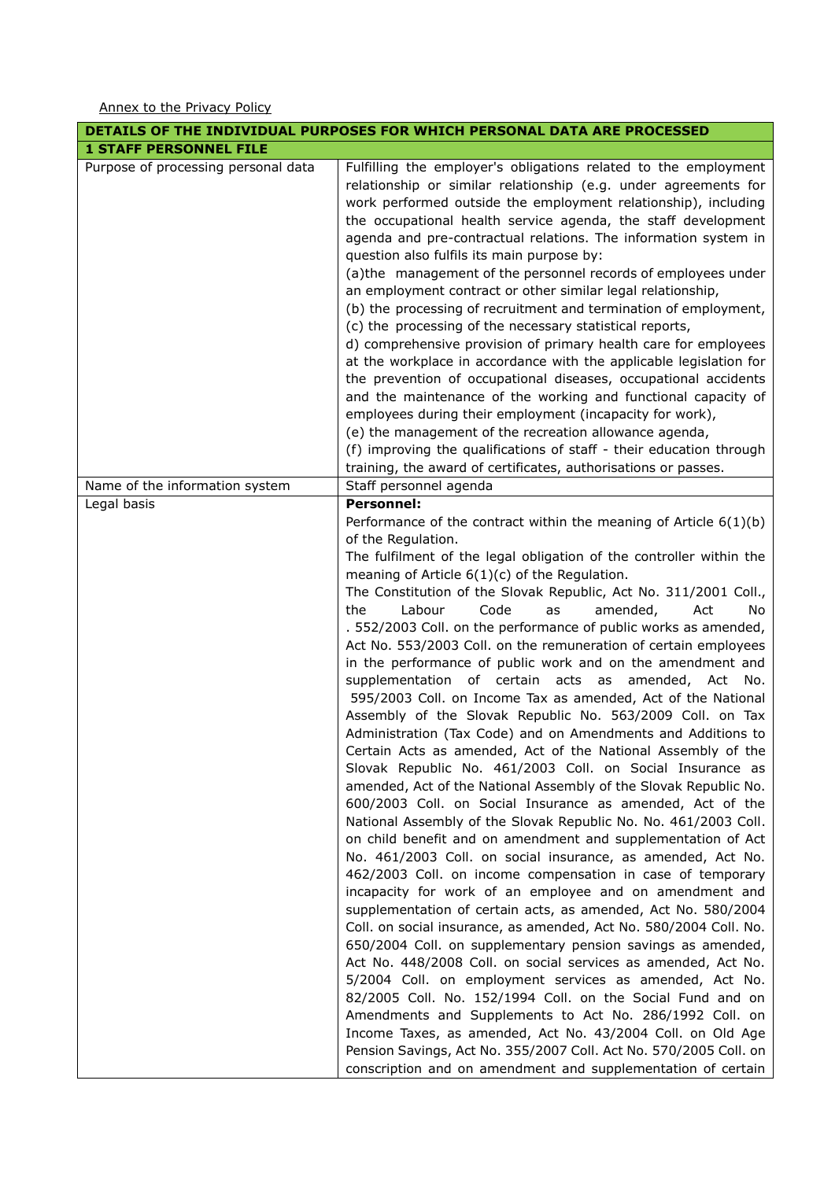Annex to the Privacy Policy

| DETAILS OF THE INDIVIDUAL PURPOSES FOR WHICH PERSONAL DATA ARE PROCESSED | |
|---|---|
| **1 STAFF PERSONNEL FILE** | |
| Purpose of processing personal data | Fulfilling the employer's obligations related to the employment relationship or similar relationship (e.g. under agreements for work performed outside the employment relationship), including the occupational health service agenda, the staff development agenda and pre-contractual relations. The information system in question also fulfils its main purpose by:<br>(a)the management of the personnel records of employees under an employment contract or other similar legal relationship,<br>(b) the processing of recruitment and termination of employment,<br>(c) the processing of the necessary statistical reports,<br>d) comprehensive provision of primary health care for employees at the workplace in accordance with the applicable legislation for the prevention of occupational diseases, occupational accidents and the maintenance of the working and functional capacity of employees during their employment (incapacity for work),<br>(e) the management of the recreation allowance agenda,<br>(f) improving the qualifications of staff - their education through training, the award of certificates, authorisations or passes. |
| Name of the information system | Staff personnel agenda |
| Legal basis | **Personnel:**<br>Performance of the contract within the meaning of Article 6(1)(b) of the Regulation.<br>The fulfilment of the legal obligation of the controller within the meaning of Article 6(1)(c) of the Regulation.<br>The Constitution of the Slovak Republic, Act No. 311/2001 Coll., the Labour Code as amended, Act No . 552/2003 Coll. on the performance of public works as amended, Act No. 553/2003 Coll. on the remuneration of certain employees in the performance of public work and on the amendment and supplementation of certain acts as amended, Act No. 595/2003 Coll. on Income Tax as amended, Act of the National Assembly of the Slovak Republic No. 563/2009 Coll. on Tax Administration (Tax Code) and on Amendments and Additions to Certain Acts as amended, Act of the National Assembly of the Slovak Republic No. 461/2003 Coll. on Social Insurance as amended, Act of the National Assembly of the Slovak Republic No. 600/2003 Coll. on Social Insurance as amended, Act of the National Assembly of the Slovak Republic No. No. 461/2003 Coll. on child benefit and on amendment and supplementation of Act No. 461/2003 Coll. on social insurance, as amended, Act No. 462/2003 Coll. on income compensation in case of temporary incapacity for work of an employee and on amendment and supplementation of certain acts, as amended, Act No. 580/2004 Coll. on social insurance, as amended, Act No. 580/2004 Coll. No. 650/2004 Coll. on supplementary pension savings as amended, Act No. 448/2008 Coll. on social services as amended, Act No. 5/2004 Coll. on employment services as amended, Act No. 82/2005 Coll. No. 152/1994 Coll. on the Social Fund and on Amendments and Supplements to Act No. 286/1992 Coll. on Income Taxes, as amended, Act No. 43/2004 Coll. on Old Age Pension Savings, Act No. 355/2007 Coll. Act No. 570/2005 Coll. on conscription and on amendment and supplementation of certain |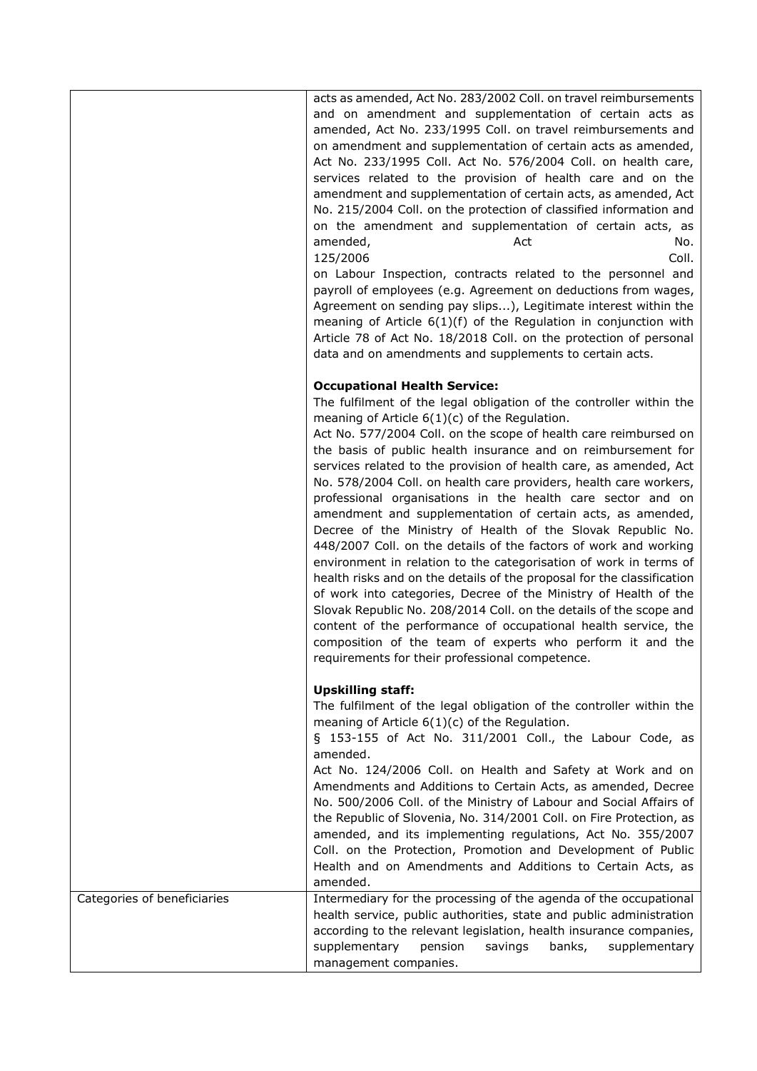| | |
|---|---|
| | acts as amended, Act No. 283/2002 Coll. on travel reimbursements and on amendment and supplementation of certain acts as amended, Act No. 233/1995 Coll. on travel reimbursements and on amendment and supplementation of certain acts as amended, Act No. 233/1995 Coll. Act No. 576/2004 Coll. on health care, services related to the provision of health care and on the amendment and supplementation of certain acts, as amended, Act No. 215/2004 Coll. on the protection of classified information and on the amendment and supplementation of certain acts, as amended, Act No. 125/2006 Coll. on Labour Inspection, contracts related to the personnel and payroll of employees (e.g. Agreement on deductions from wages, Agreement on sending pay slips...), Legitimate interest within the meaning of Article 6(1)(f) of the Regulation in conjunction with Article 78 of Act No. 18/2018 Coll. on the protection of personal data and on amendments and supplements to certain acts.<br><br>**Occupational Health Service:**<br>The fulfilment of the legal obligation of the controller within the meaning of Article 6(1)(c) of the Regulation.<br>Act No. 577/2004 Coll. on the scope of health care reimbursed on the basis of public health insurance and on reimbursement for services related to the provision of health care, as amended, Act No. 578/2004 Coll. on health care providers, health care workers, professional organisations in the health care sector and on amendment and supplementation of certain acts, as amended, Decree of the Ministry of Health of the Slovak Republic No. 448/2007 Coll. on the details of the factors of work and working environment in relation to the categorisation of work in terms of health risks and on the details of the proposal for the classification of work into categories, Decree of the Ministry of Health of the Slovak Republic No. 208/2014 Coll. on the details of the scope and content of the performance of occupational health service, the composition of the team of experts who perform it and the requirements for their professional competence.<br><br>**Upskilling staff:**<br>The fulfilment of the legal obligation of the controller within the meaning of Article 6(1)(c) of the Regulation.<br>§ 153-155 of Act No. 311/2001 Coll., the Labour Code, as amended.<br>Act No. 124/2006 Coll. on Health and Safety at Work and on Amendments and Additions to Certain Acts, as amended, Decree No. 500/2006 Coll. of the Ministry of Labour and Social Affairs of the Republic of Slovenia, No. 314/2001 Coll. on Fire Protection, as amended, and its implementing regulations, Act No. 355/2007 Coll. on the Protection, Promotion and Development of Public Health and on Amendments and Additions to Certain Acts, as amended. |
| Categories of beneficiaries | Intermediary for the processing of the agenda of the occupational health service, public authorities, state and public administration according to the relevant legislation, health insurance companies, supplementary pension savings banks, supplementary management companies. |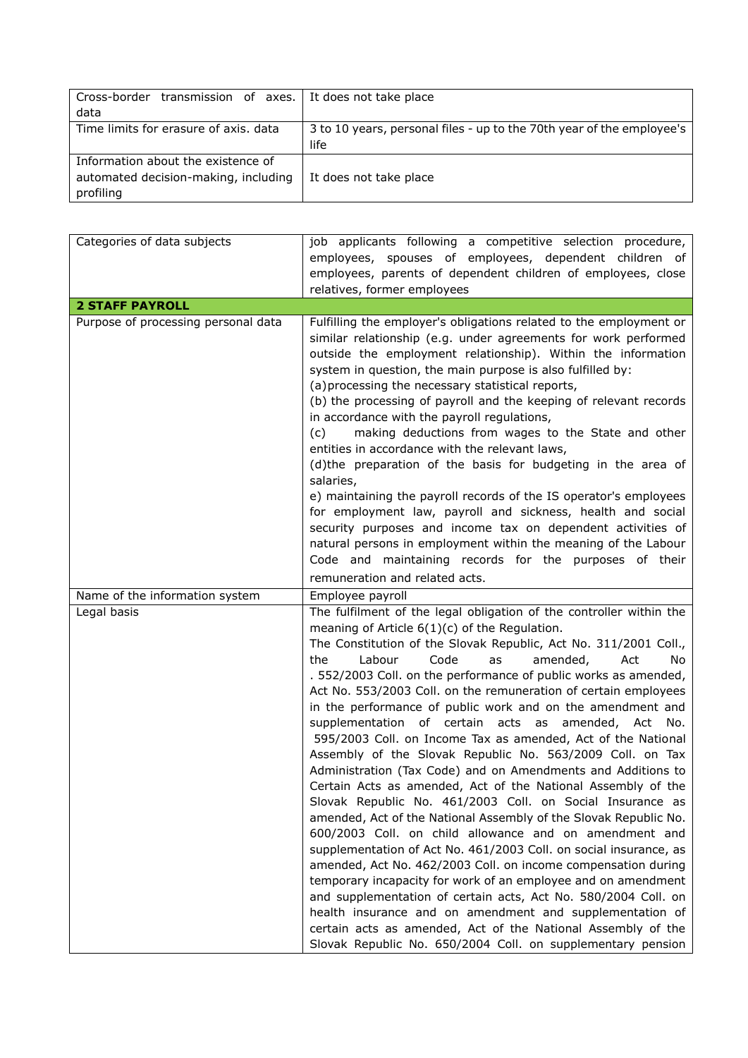| Cross-border transmission of axes. data | It does not take place |
| --- | --- |
| Time limits for erasure of axis. data | 3 to 10 years, personal files - up to the 70th year of the employee's life |
| Information about the existence of automated decision-making, including profiling | It does not take place |

| Categories of data subjects | job applicants following a competitive selection procedure, employees, spouses of employees, dependent children of employees, parents of dependent children of employees, close relatives, former employees |
| --- | --- |
| **2 STAFF PAYROLL** | |
| Purpose of processing personal data | Fulfilling the employer's obligations related to the employment or similar relationship (e.g. under agreements for work performed outside the employment relationship). Within the information system in question, the main purpose is also fulfilled by:<br>(a)processing the necessary statistical reports,<br>(b) the processing of payroll and the keeping of relevant records in accordance with the payroll regulations,<br>(c) making deductions from wages to the State and other entities in accordance with the relevant laws,<br>(d)the preparation of the basis for budgeting in the area of salaries,<br>e) maintaining the payroll records of the IS operator's employees for employment law, payroll and sickness, health and social security purposes and income tax on dependent activities of natural persons in employment within the meaning of the Labour Code and maintaining records for the purposes of their remuneration and related acts. |
| Name of the information system | Employee payroll |
| Legal basis | The fulfilment of the legal obligation of the controller within the meaning of Article 6(1)(c) of the Regulation.<br>The Constitution of the Slovak Republic, Act No. 311/2001 Coll., the Labour Code as amended, Act No . 552/2003 Coll. on the performance of public works as amended, Act No. 553/2003 Coll. on the remuneration of certain employees in the performance of public work and on the amendment and supplementation of certain acts as amended, Act No. 595/2003 Coll. on Income Tax as amended, Act of the National Assembly of the Slovak Republic No. 563/2009 Coll. on Tax Administration (Tax Code) and on Amendments and Additions to Certain Acts as amended, Act of the National Assembly of the Slovak Republic No. 461/2003 Coll. on Social Insurance as amended, Act of the National Assembly of the Slovak Republic No. 600/2003 Coll. on child allowance and on amendment and supplementation of Act No. 461/2003 Coll. on social insurance, as amended, Act No. 462/2003 Coll. on income compensation during temporary incapacity for work of an employee and on amendment and supplementation of certain acts, Act No. 580/2004 Coll. on health insurance and on amendment and supplementation of certain acts as amended, Act of the National Assembly of the Slovak Republic No. 650/2004 Coll. on supplementary pension |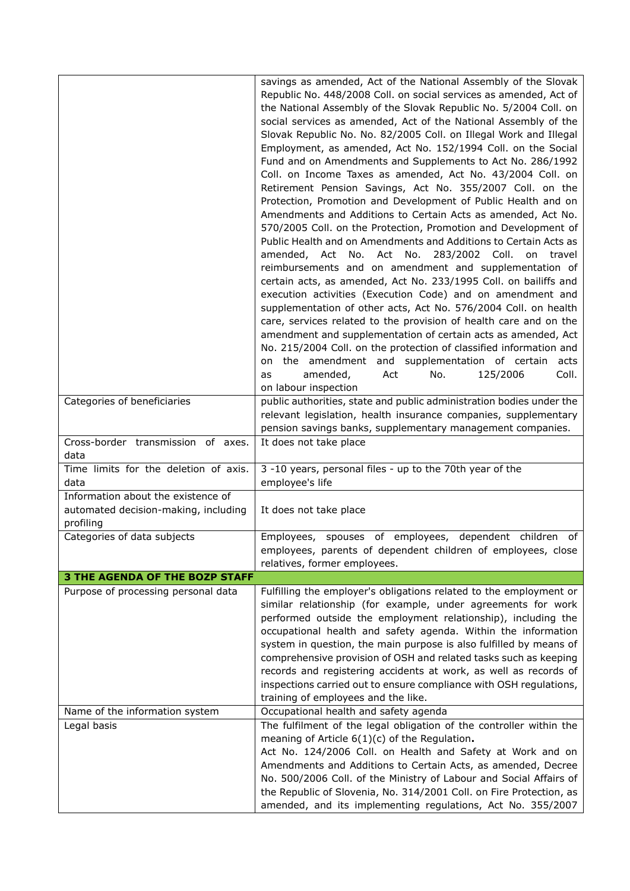| | |
|---|---|
| | savings as amended, Act of the National Assembly of the Slovak Republic No. 448/2008 Coll. on social services as amended, Act of the National Assembly of the Slovak Republic No. 5/2004 Coll. on social services as amended, Act of the National Assembly of the Slovak Republic No. No. 82/2005 Coll. on Illegal Work and Illegal Employment, as amended, Act No. 152/1994 Coll. on the Social Fund and on Amendments and Supplements to Act No. 286/1992 Coll. on Income Taxes as amended, Act No. 43/2004 Coll. on Retirement Pension Savings, Act No. 355/2007 Coll. on the Protection, Promotion and Development of Public Health and on Amendments and Additions to Certain Acts as amended, Act No. 570/2005 Coll. on the Protection, Promotion and Development of Public Health and on Amendments and Additions to Certain Acts as amended, Act No. Act No. 283/2002 Coll. on travel reimbursements and on amendment and supplementation of certain acts, as amended, Act No. 233/1995 Coll. on bailiffs and execution activities (Execution Code) and on amendment and supplementation of other acts, Act No. 576/2004 Coll. on health care, services related to the provision of health care and on the amendment and supplementation of certain acts as amended, Act No. 215/2004 Coll. on the protection of classified information and on the amendment and supplementation of certain acts as amended, Act No. 125/2006 Coll. on labour inspection |
| Categories of beneficiaries | public authorities, state and public administration bodies under the relevant legislation, health insurance companies, supplementary pension savings banks, supplementary management companies. |
| Cross-border transmission of axes. data | It does not take place |
| Time limits for the deletion of axis. data | 3 -10 years, personal files - up to the 70th year of the employee's life |
| Information about the existence of automated decision-making, including profiling | It does not take place |
| Categories of data subjects | Employees, spouses of employees, dependent children of employees, parents of dependent children of employees, close relatives, former employees. |
| **3 THE AGENDA OF THE BOZP STAFF** | |
| Purpose of processing personal data | Fulfilling the employer's obligations related to the employment or similar relationship (for example, under agreements for work performed outside the employment relationship), including the occupational health and safety agenda. Within the information system in question, the main purpose is also fulfilled by means of comprehensive provision of OSH and related tasks such as keeping records and registering accidents at work, as well as records of inspections carried out to ensure compliance with OSH regulations, training of employees and the like. |
| Name of the information system | Occupational health and safety agenda |
| Legal basis | The fulfilment of the legal obligation of the controller within the meaning of Article 6(1)(c) of the Regulation**.** Act No. 124/2006 Coll. on Health and Safety at Work and on Amendments and Additions to Certain Acts, as amended, Decree No. 500/2006 Coll. of the Ministry of Labour and Social Affairs of the Republic of Slovenia, No. 314/2001 Coll. on Fire Protection, as amended, and its implementing regulations, Act No. 355/2007 |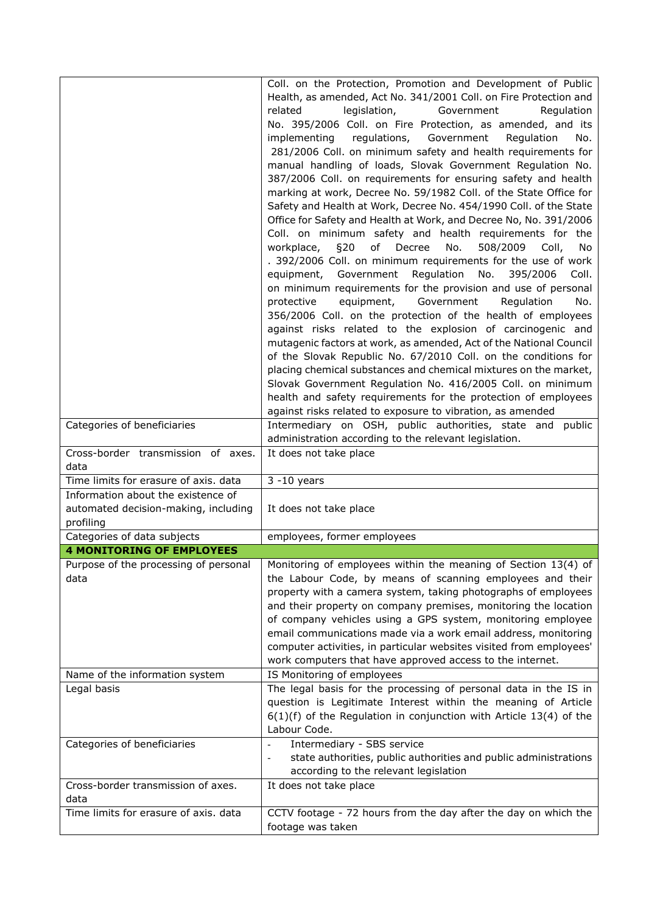| | |
|---|---|
| | Coll. on the Protection, Promotion and Development of Public Health, as amended, Act No. 341/2001 Coll. on Fire Protection and related legislation, Government Regulation No. 395/2006 Coll. on Fire Protection, as amended, and its implementing regulations, Government Regulation No. 281/2006 Coll. on minimum safety and health requirements for manual handling of loads, Slovak Government Regulation No. 387/2006 Coll. on requirements for ensuring safety and health marking at work, Decree No. 59/1982 Coll. of the State Office for Safety and Health at Work, Decree No. 454/1990 Coll. of the State Office for Safety and Health at Work, and Decree No, No. 391/2006 Coll. on minimum safety and health requirements for the workplace, §20 of Decree No. 508/2009 Coll, No . 392/2006 Coll. on minimum requirements for the use of work equipment, Government Regulation No. 395/2006 Coll. on minimum requirements for the provision and use of personal protective equipment, Government Regulation No. 356/2006 Coll. on the protection of the health of employees against risks related to the explosion of carcinogenic and mutagenic factors at work, as amended, Act of the National Council of the Slovak Republic No. 67/2010 Coll. on the conditions for placing chemical substances and chemical mixtures on the market, Slovak Government Regulation No. 416/2005 Coll. on minimum health and safety requirements for the protection of employees against risks related to exposure to vibration, as amended |
| Categories of beneficiaries | Intermediary on OSH, public authorities, state and public administration according to the relevant legislation. |
| Cross-border transmission of axes. data | It does not take place |
| Time limits for erasure of axis. data | 3 -10 years |
| Information about the existence of automated decision-making, including profiling | It does not take place |
| Categories of data subjects | employees, former employees |
| **4 MONITORING OF EMPLOYEES** | |
| Purpose of the processing of personal data | Monitoring of employees within the meaning of Section 13(4) of the Labour Code, by means of scanning employees and their property with a camera system, taking photographs of employees and their property on company premises, monitoring the location of company vehicles using a GPS system, monitoring employee email communications made via a work email address, monitoring computer activities, in particular websites visited from employees' work computers that have approved access to the internet. |
| Name of the information system | IS Monitoring of employees |
| Legal basis | The legal basis for the processing of personal data in the IS in question is Legitimate Interest within the meaning of Article 6(1)(f) of the Regulation in conjunction with Article 13(4) of the Labour Code. |
| Categories of beneficiaries | - Intermediary - SBS service<br>- state authorities, public authorities and public administrations according to the relevant legislation |
| Cross-border transmission of axes. data | It does not take place |
| Time limits for erasure of axis. data | CCTV footage - 72 hours from the day after the day on which the footage was taken |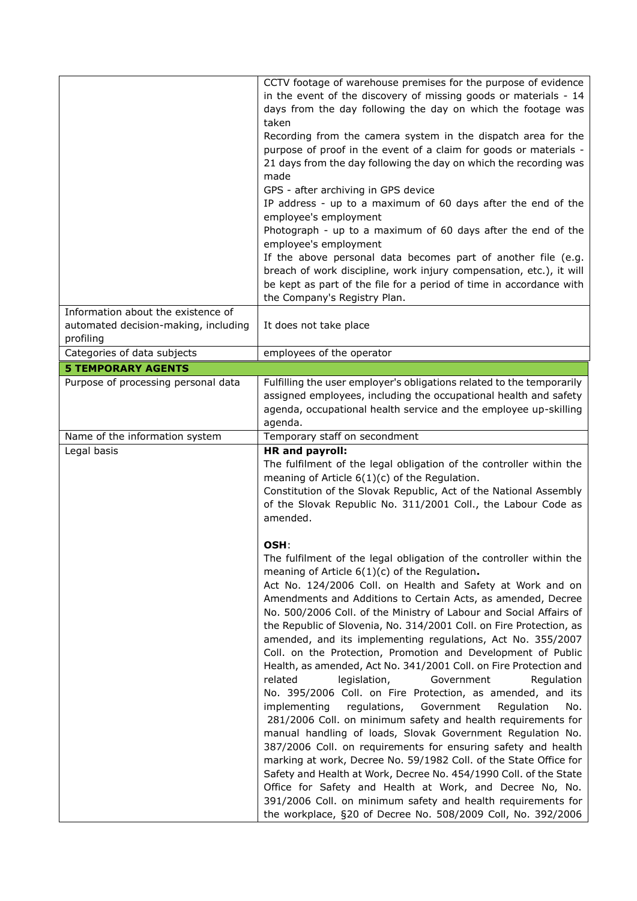| | |
|---|---|
| | CCTV footage of warehouse premises for the purpose of evidence in the event of the discovery of missing goods or materials - 14 days from the day following the day on which the footage was taken<br>Recording from the camera system in the dispatch area for the purpose of proof in the event of a claim for goods or materials - 21 days from the day following the day on which the recording was made<br>GPS - after archiving in GPS device<br>IP address - up to a maximum of 60 days after the end of the employee's employment<br>Photograph - up to a maximum of 60 days after the end of the employee's employment<br>If the above personal data becomes part of another file (e.g. breach of work discipline, work injury compensation, etc.), it will be kept as part of the file for a period of time in accordance with the Company's Registry Plan. |
| Information about the existence of automated decision-making, including profiling | It does not take place |
| Categories of data subjects | employees of the operator |
| **5 TEMPORARY AGENTS** | |
| Purpose of processing personal data | Fulfilling the user employer's obligations related to the temporarily assigned employees, including the occupational health and safety agenda, occupational health service and the employee up-skilling agenda. |
| Name of the information system | Temporary staff on secondment |
| Legal basis | **HR and payroll:**<br>The fulfilment of the legal obligation of the controller within the meaning of Article 6(1)(c) of the Regulation.<br>Constitution of the Slovak Republic, Act of the National Assembly of the Slovak Republic No. 311/2001 Coll., the Labour Code as amended.<br><br>**OSH**:<br>The fulfilment of the legal obligation of the controller within the meaning of Article 6(1)(c) of the Regulation**.**<br>Act No. 124/2006 Coll. on Health and Safety at Work and on Amendments and Additions to Certain Acts, as amended, Decree No. 500/2006 Coll. of the Ministry of Labour and Social Affairs of the Republic of Slovenia, No. 314/2001 Coll. on Fire Protection, as amended, and its implementing regulations, Act No. 355/2007 Coll. on the Protection, Promotion and Development of Public Health, as amended, Act No. 341/2001 Coll. on Fire Protection and related legislation, Government Regulation No. 395/2006 Coll. on Fire Protection, as amended, and its implementing regulations, Government Regulation No. 281/2006 Coll. on minimum safety and health requirements for manual handling of loads, Slovak Government Regulation No. 387/2006 Coll. on requirements for ensuring safety and health marking at work, Decree No. 59/1982 Coll. of the State Office for Safety and Health at Work, Decree No. 454/1990 Coll. of the State Office for Safety and Health at Work, and Decree No, No. 391/2006 Coll. on minimum safety and health requirements for the workplace, §20 of Decree No. 508/2009 Coll, No. 392/2006 |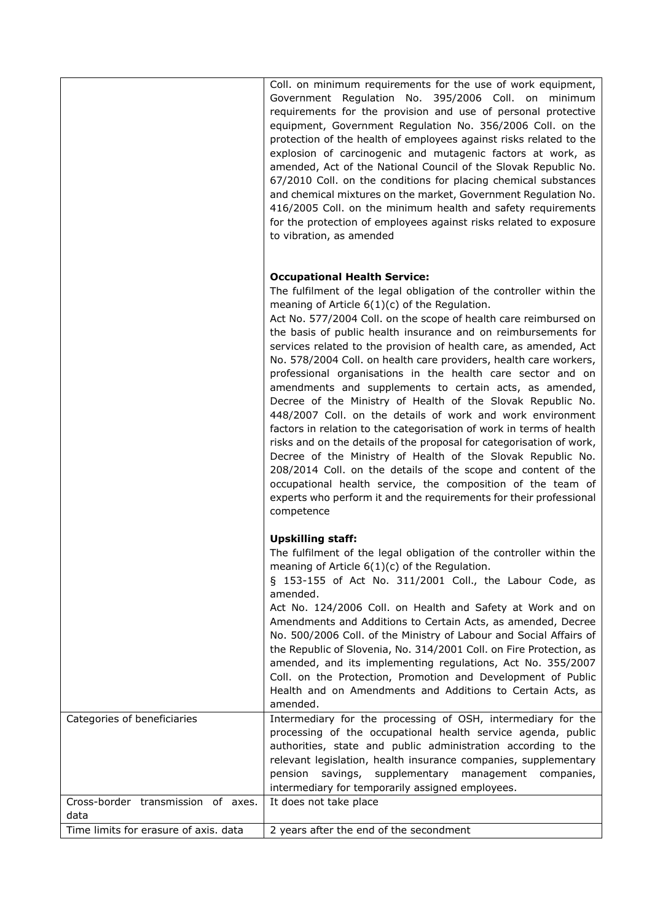| | |
|---|---|
| | Coll. on minimum requirements for the use of work equipment, Government Regulation No. 395/2006 Coll. on minimum requirements for the provision and use of personal protective equipment, Government Regulation No. 356/2006 Coll. on the protection of the health of employees against risks related to the explosion of carcinogenic and mutagenic factors at work, as amended, Act of the National Council of the Slovak Republic No. 67/2010 Coll. on the conditions for placing chemical substances and chemical mixtures on the market, Government Regulation No. 416/2005 Coll. on the minimum health and safety requirements for the protection of employees against risks related to exposure to vibration, as amended<br><br>**Occupational Health Service:**<br>The fulfilment of the legal obligation of the controller within the meaning of Article 6(1)(c) of the Regulation.<br>Act No. 577/2004 Coll. on the scope of health care reimbursed on the basis of public health insurance and on reimbursements for services related to the provision of health care, as amended, Act No. 578/2004 Coll. on health care providers, health care workers, professional organisations in the health care sector and on amendments and supplements to certain acts, as amended, Decree of the Ministry of Health of the Slovak Republic No. 448/2007 Coll. on the details of work and work environment factors in relation to the categorisation of work in terms of health risks and on the details of the proposal for categorisation of work, Decree of the Ministry of Health of the Slovak Republic No. 208/2014 Coll. on the details of the scope and content of the occupational health service, the composition of the team of experts who perform it and the requirements for their professional competence<br><br>**Upskilling staff:**<br>The fulfilment of the legal obligation of the controller within the meaning of Article 6(1)(c) of the Regulation.<br>§ 153-155 of Act No. 311/2001 Coll., the Labour Code, as amended.<br>Act No. 124/2006 Coll. on Health and Safety at Work and on Amendments and Additions to Certain Acts, as amended, Decree No. 500/2006 Coll. of the Ministry of Labour and Social Affairs of the Republic of Slovenia, No. 314/2001 Coll. on Fire Protection, as amended, and its implementing regulations, Act No. 355/2007 Coll. on the Protection, Promotion and Development of Public Health and on Amendments and Additions to Certain Acts, as amended. |
| Categories of beneficiaries | Intermediary for the processing of OSH, intermediary for the processing of the occupational health service agenda, public authorities, state and public administration according to the relevant legislation, health insurance companies, supplementary pension savings, supplementary management companies, intermediary for temporarily assigned employees. |
| Cross-border transmission of axes. data | It does not take place |
| Time limits for erasure of axis. data | 2 years after the end of the secondment |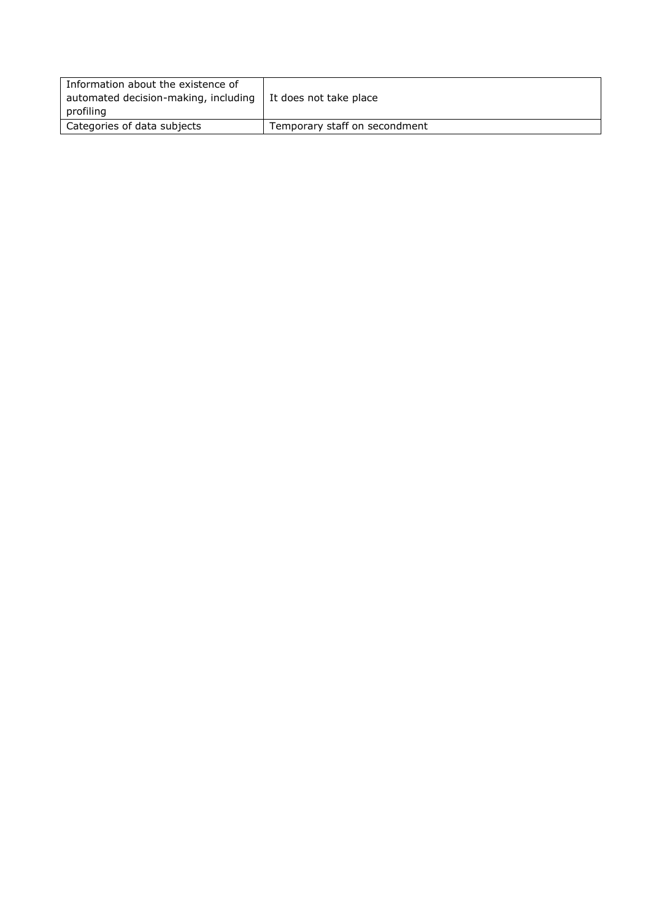| Information about the existence of automated decision-making, including profiling | It does not take place |
| --- | --- |
| Categories of data subjects | Temporary staff on secondment |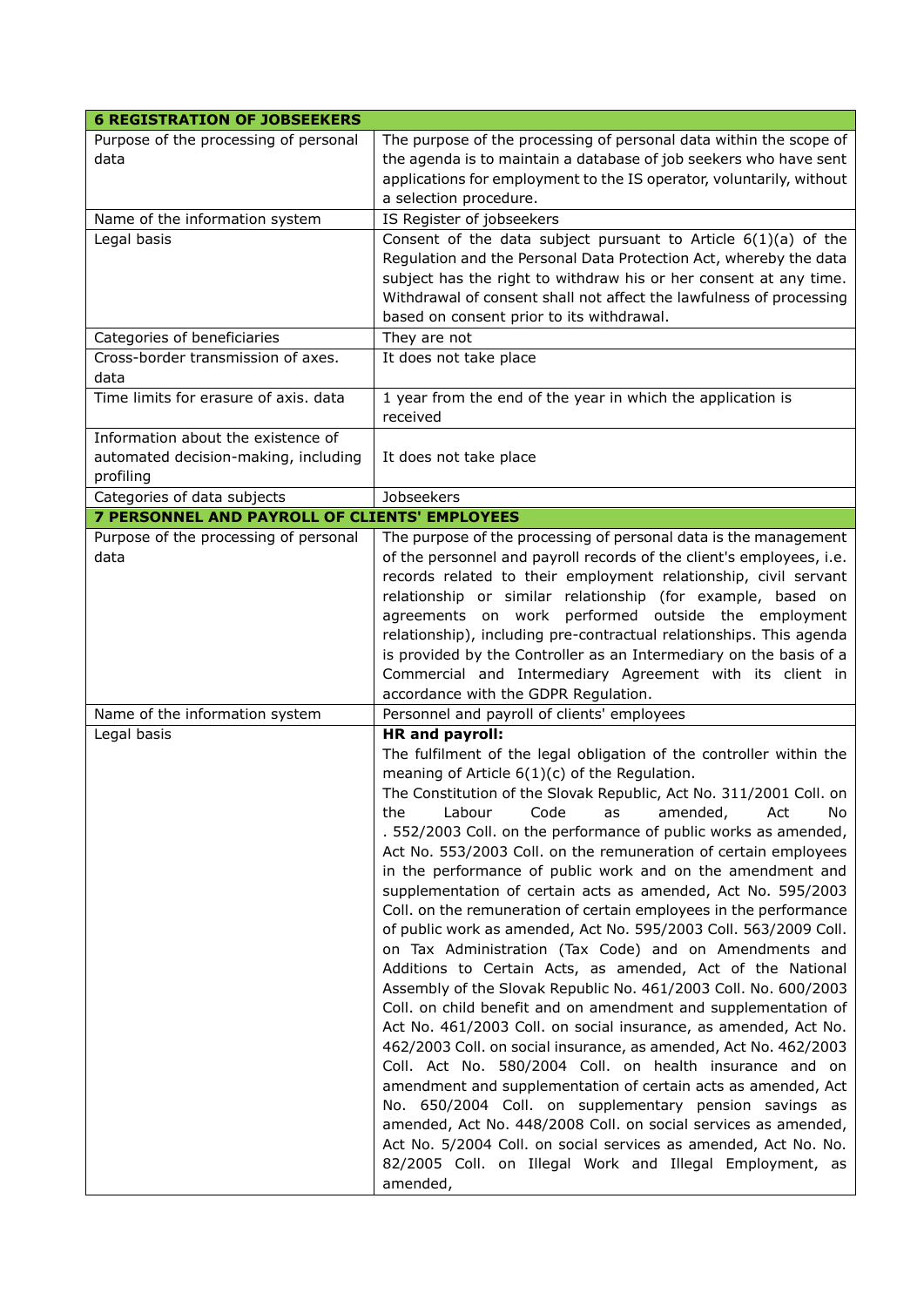| 6 REGISTRATION OF JOBSEEKERS | |
|---|---|
| Purpose of the processing of personal data | The purpose of the processing of personal data within the scope of the agenda is to maintain a database of job seekers who have sent applications for employment to the IS operator, voluntarily, without a selection procedure. |
| Name of the information system | IS Register of jobseekers |
| Legal basis | Consent of the data subject pursuant to Article 6(1)(a) of the Regulation and the Personal Data Protection Act, whereby the data subject has the right to withdraw his or her consent at any time. Withdrawal of consent shall not affect the lawfulness of processing based on consent prior to its withdrawal. |
| Categories of beneficiaries | They are not |
| Cross-border transmission of axes. data | It does not take place |
| Time limits for erasure of axis. data | 1 year from the end of the year in which the application is received |
| Information about the existence of automated decision-making, including profiling | It does not take place |
| Categories of data subjects | Jobseekers |
| **7 PERSONNEL AND PAYROLL OF CLIENTS' EMPLOYEES** | |
| Purpose of the processing of personal data | The purpose of the processing of personal data is the management of the personnel and payroll records of the client's employees, i.e. records related to their employment relationship, civil servant relationship or similar relationship (for example, based on agreements on work performed outside the employment relationship), including pre-contractual relationships. This agenda is provided by the Controller as an Intermediary on the basis of a Commercial and Intermediary Agreement with its client in accordance with the GDPR Regulation. |
| Name of the information system | Personnel and payroll of clients' employees |
| Legal basis | **HR and payroll:**<br>The fulfilment of the legal obligation of the controller within the meaning of Article 6(1)(c) of the Regulation.<br>The Constitution of the Slovak Republic, Act No. 311/2001 Coll. on the Labour Code as amended, Act No . 552/2003 Coll. on the performance of public works as amended, Act No. 553/2003 Coll. on the remuneration of certain employees in the performance of public work and on the amendment and supplementation of certain acts as amended, Act No. 595/2003 Coll. on the remuneration of certain employees in the performance of public work as amended, Act No. 595/2003 Coll. 563/2009 Coll. on Tax Administration (Tax Code) and on Amendments and Additions to Certain Acts, as amended, Act of the National Assembly of the Slovak Republic No. 461/2003 Coll. No. 600/2003 Coll. on child benefit and on amendment and supplementation of Act No. 461/2003 Coll. on social insurance, as amended, Act No. 462/2003 Coll. on social insurance, as amended, Act No. 462/2003 Coll. Act No. 580/2004 Coll. on health insurance and on amendment and supplementation of certain acts as amended, Act No. 650/2004 Coll. on supplementary pension savings as amended, Act No. 448/2008 Coll. on social services as amended, Act No. 5/2004 Coll. on social services as amended, Act No. No. 82/2005 Coll. on Illegal Work and Illegal Employment, as amended, |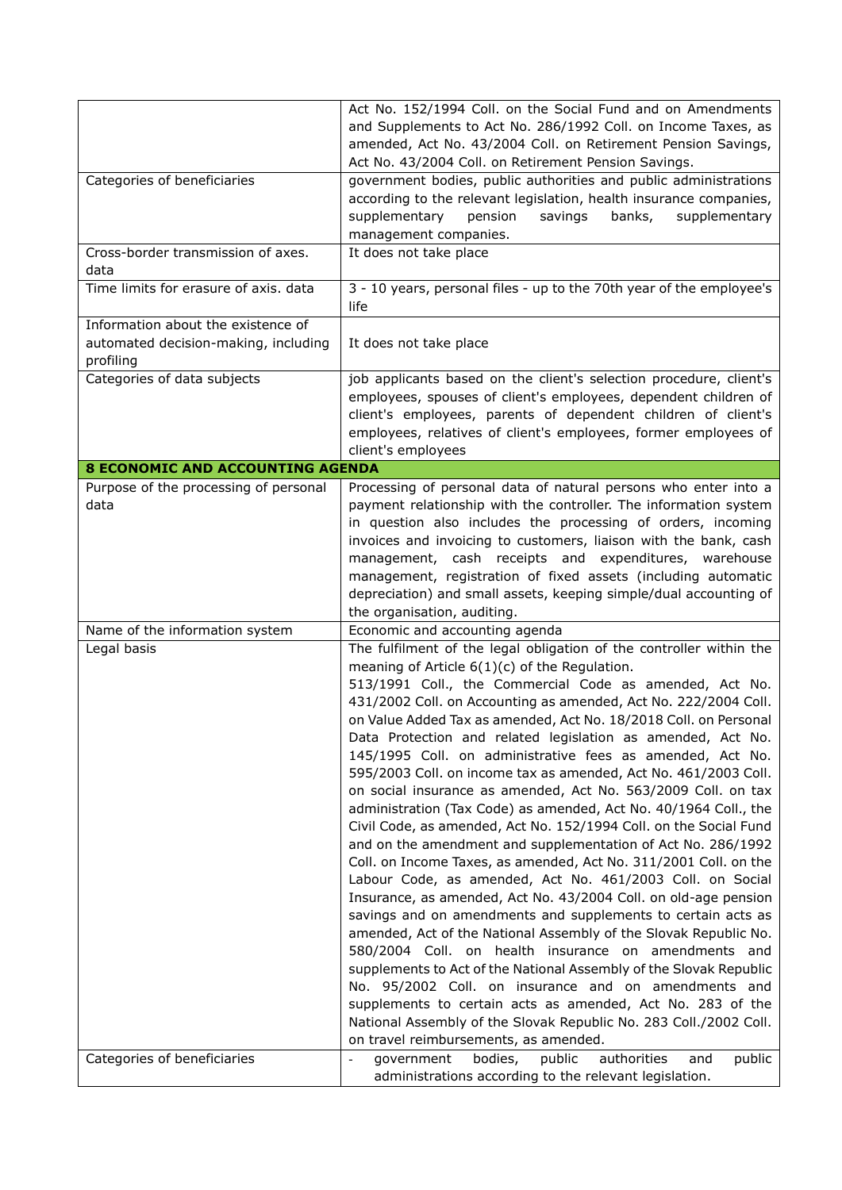|  |  |
| --- | --- |
|  | Act No. 152/1994 Coll. on the Social Fund and on Amendments and Supplements to Act No. 286/1992 Coll. on Income Taxes, as amended, Act No. 43/2004 Coll. on Retirement Pension Savings, Act No. 43/2004 Coll. on Retirement Pension Savings. |
| Categories of beneficiaries | government bodies, public authorities and public administrations according to the relevant legislation, health insurance companies, supplementary pension savings banks, supplementary management companies. |
| Cross-border transmission of axes. data | It does not take place |
| Time limits for erasure of axis. data | 3 - 10 years, personal files - up to the 70th year of the employee's life |
| Information about the existence of automated decision-making, including profiling | It does not take place |
| Categories of data subjects | job applicants based on the client's selection procedure, client's employees, spouses of client's employees, dependent children of client's employees, parents of dependent children of client's employees, relatives of client's employees, former employees of client's employees |
| **8 ECONOMIC AND ACCOUNTING AGENDA** |  |
| Purpose of the processing of personal data | Processing of personal data of natural persons who enter into a payment relationship with the controller. The information system in question also includes the processing of orders, incoming invoices and invoicing to customers, liaison with the bank, cash management, cash receipts and expenditures, warehouse management, registration of fixed assets (including automatic depreciation) and small assets, keeping simple/dual accounting of the organisation, auditing. |
| Name of the information system | Economic and accounting agenda |
| Legal basis | The fulfilment of the legal obligation of the controller within the meaning of Article 6(1)(c) of the Regulation. 513/1991 Coll., the Commercial Code as amended, Act No. 431/2002 Coll. on Accounting as amended, Act No. 222/2004 Coll. on Value Added Tax as amended, Act No. 18/2018 Coll. on Personal Data Protection and related legislation as amended, Act No. 145/1995 Coll. on administrative fees as amended, Act No. 595/2003 Coll. on income tax as amended, Act No. 461/2003 Coll. on social insurance as amended, Act No. 563/2009 Coll. on tax administration (Tax Code) as amended, Act No. 40/1964 Coll., the Civil Code, as amended, Act No. 152/1994 Coll. on the Social Fund and on the amendment and supplementation of Act No. 286/1992 Coll. on Income Taxes, as amended, Act No. 311/2001 Coll. on the Labour Code, as amended, Act No. 461/2003 Coll. on Social Insurance, as amended, Act No. 43/2004 Coll. on old-age pension savings and on amendments and supplements to certain acts as amended, Act of the National Assembly of the Slovak Republic No. 580/2004 Coll. on health insurance on amendments and supplements to Act of the National Assembly of the Slovak Republic No. 95/2002 Coll. on insurance and on amendments and supplements to certain acts as amended, Act No. 283 of the National Assembly of the Slovak Republic No. 283 Coll./2002 Coll. on travel reimbursements, as amended. |
| Categories of beneficiaries | - government bodies, public authorities and public administrations according to the relevant legislation. |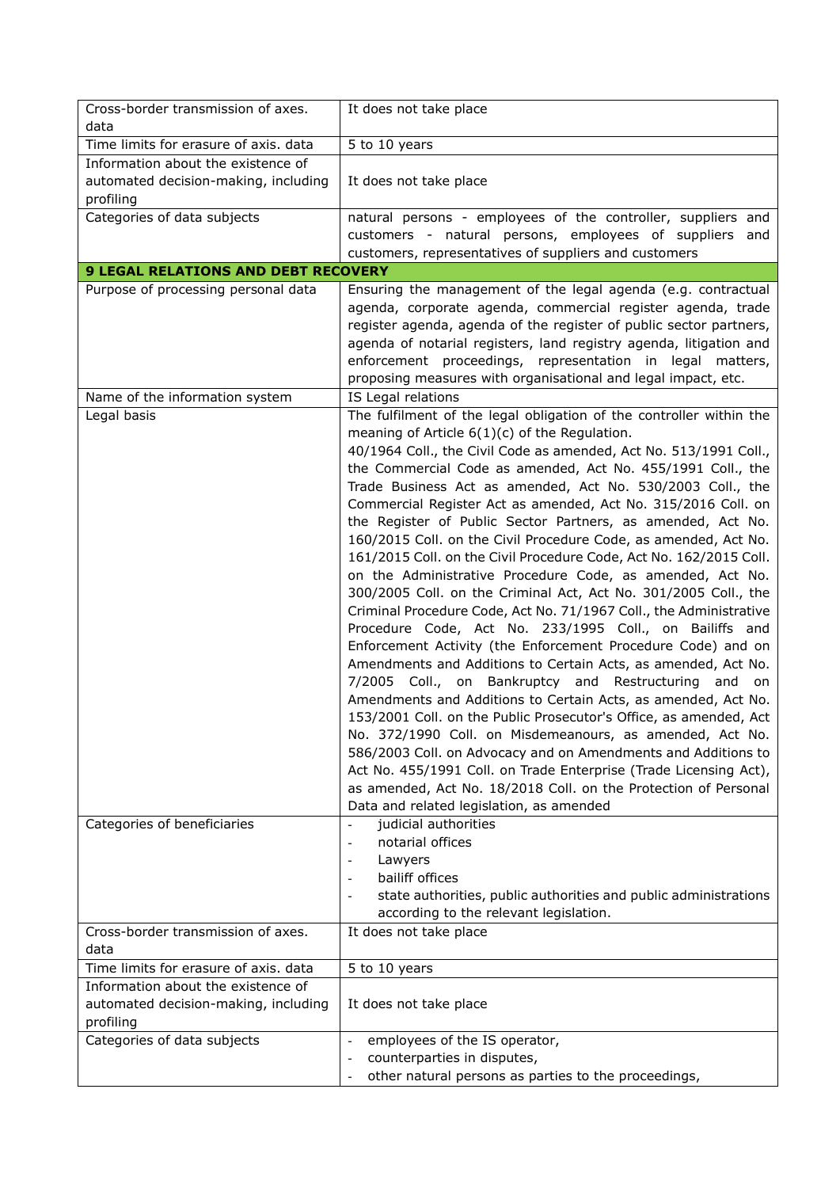| | |
|---|---|
| Cross-border transmission of axes. data | It does not take place |
| Time limits for erasure of axis. data | 5 to 10 years |
| Information about the existence of automated decision-making, including profiling | It does not take place |
| Categories of data subjects | natural persons - employees of the controller, suppliers and customers - natural persons, employees of suppliers and customers, representatives of suppliers and customers |
| **9 LEGAL RELATIONS AND DEBT RECOVERY** | |
| Purpose of processing personal data | Ensuring the management of the legal agenda (e.g. contractual agenda, corporate agenda, commercial register agenda, trade register agenda, agenda of the register of public sector partners, agenda of notarial registers, land registry agenda, litigation and enforcement proceedings, representation in legal matters, proposing measures with organisational and legal impact, etc. |
| Name of the information system | IS Legal relations |
| Legal basis | The fulfilment of the legal obligation of the controller within the meaning of Article 6(1)(c) of the Regulation. 40/1964 Coll., the Civil Code as amended, Act No. 513/1991 Coll., the Commercial Code as amended, Act No. 455/1991 Coll., the Trade Business Act as amended, Act No. 530/2003 Coll., the Commercial Register Act as amended, Act No. 315/2016 Coll. on the Register of Public Sector Partners, as amended, Act No. 160/2015 Coll. on the Civil Procedure Code, as amended, Act No. 161/2015 Coll. on the Civil Procedure Code, Act No. 162/2015 Coll. on the Administrative Procedure Code, as amended, Act No. 300/2005 Coll. on the Criminal Act, Act No. 301/2005 Coll., the Criminal Procedure Code, Act No. 71/1967 Coll., the Administrative Procedure Code, Act No. 233/1995 Coll., on Bailiffs and Enforcement Activity (the Enforcement Procedure Code) and on Amendments and Additions to Certain Acts, as amended, Act No. 7/2005 Coll., on Bankruptcy and Restructuring and on Amendments and Additions to Certain Acts, as amended, Act No. 153/2001 Coll. on the Public Prosecutor's Office, as amended, Act No. 372/1990 Coll. on Misdemeanours, as amended, Act No. 586/2003 Coll. on Advocacy and on Amendments and Additions to Act No. 455/1991 Coll. on Trade Enterprise (Trade Licensing Act), as amended, Act No. 18/2018 Coll. on the Protection of Personal Data and related legislation, as amended |
| Categories of beneficiaries | - judicial authorities<br>- notarial offices<br>- Lawyers<br>- bailiff offices<br>- state authorities, public authorities and public administrations according to the relevant legislation. |
| Cross-border transmission of axes. data | It does not take place |
| Time limits for erasure of axis. data | 5 to 10 years |
| Information about the existence of automated decision-making, including profiling | It does not take place |
| Categories of data subjects | - employees of the IS operator,<br>- counterparties in disputes,<br>- other natural persons as parties to the proceedings, |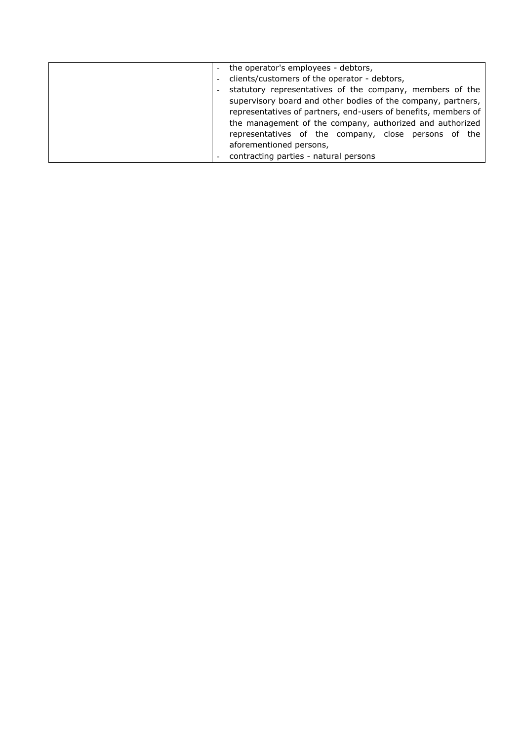| | |
|---|---|
| | - the operator's employees - debtors,<br>- clients/customers of the operator - debtors,<br>- statutory representatives of the company, members of the supervisory board and other bodies of the company, partners, representatives of partners, end-users of benefits, members of the management of the company, authorized and authorized representatives of the company, close persons of the aforementioned persons,<br>- contracting parties - natural persons |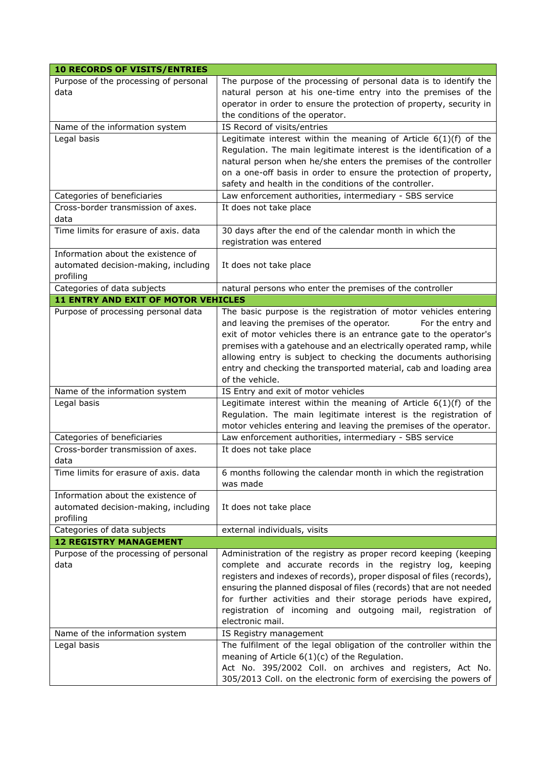| **10 RECORDS OF VISITS/ENTRIES** | |
|---|---|
| Purpose of the processing of personal data | The purpose of the processing of personal data is to identify the natural person at his one-time entry into the premises of the operator in order to ensure the protection of property, security in the conditions of the operator. |
| Name of the information system | IS Record of visits/entries |
| Legal basis | Legitimate interest within the meaning of Article 6(1)(f) of the Regulation. The main legitimate interest is the identification of a natural person when he/she enters the premises of the controller on a one-off basis in order to ensure the protection of property, safety and health in the conditions of the controller. |
| Categories of beneficiaries | Law enforcement authorities, intermediary - SBS service |
| Cross-border transmission of axes. data | It does not take place |
| Time limits for erasure of axis. data | 30 days after the end of the calendar month in which the registration was entered |
| Information about the existence of automated decision-making, including profiling | It does not take place |
| Categories of data subjects | natural persons who enter the premises of the controller |
| **11 ENTRY AND EXIT OF MOTOR VEHICLES** | |
| Purpose of processing personal data | The basic purpose is the registration of motor vehicles entering and leaving the premises of the operator. For the entry and exit of motor vehicles there is an entrance gate to the operator's premises with a gatehouse and an electrically operated ramp, while allowing entry is subject to checking the documents authorising entry and checking the transported material, cab and loading area of the vehicle. |
| Name of the information system | IS Entry and exit of motor vehicles |
| Legal basis | Legitimate interest within the meaning of Article 6(1)(f) of the Regulation. The main legitimate interest is the registration of motor vehicles entering and leaving the premises of the operator. |
| Categories of beneficiaries | Law enforcement authorities, intermediary - SBS service |
| Cross-border transmission of axes. data | It does not take place |
| Time limits for erasure of axis. data | 6 months following the calendar month in which the registration was made |
| Information about the existence of automated decision-making, including profiling | It does not take place |
| Categories of data subjects | external individuals, visits |
| **12 REGISTRY MANAGEMENT** | |
| Purpose of the processing of personal data | Administration of the registry as proper record keeping (keeping complete and accurate records in the registry log, keeping registers and indexes of records), proper disposal of files (records), ensuring the planned disposal of files (records) that are not needed for further activities and their storage periods have expired, registration of incoming and outgoing mail, registration of electronic mail. |
| Name of the information system | IS Registry management |
| Legal basis | The fulfilment of the legal obligation of the controller within the meaning of Article 6(1)(c) of the Regulation. Act No. 395/2002 Coll. on archives and registers, Act No. 305/2013 Coll. on the electronic form of exercising the powers of |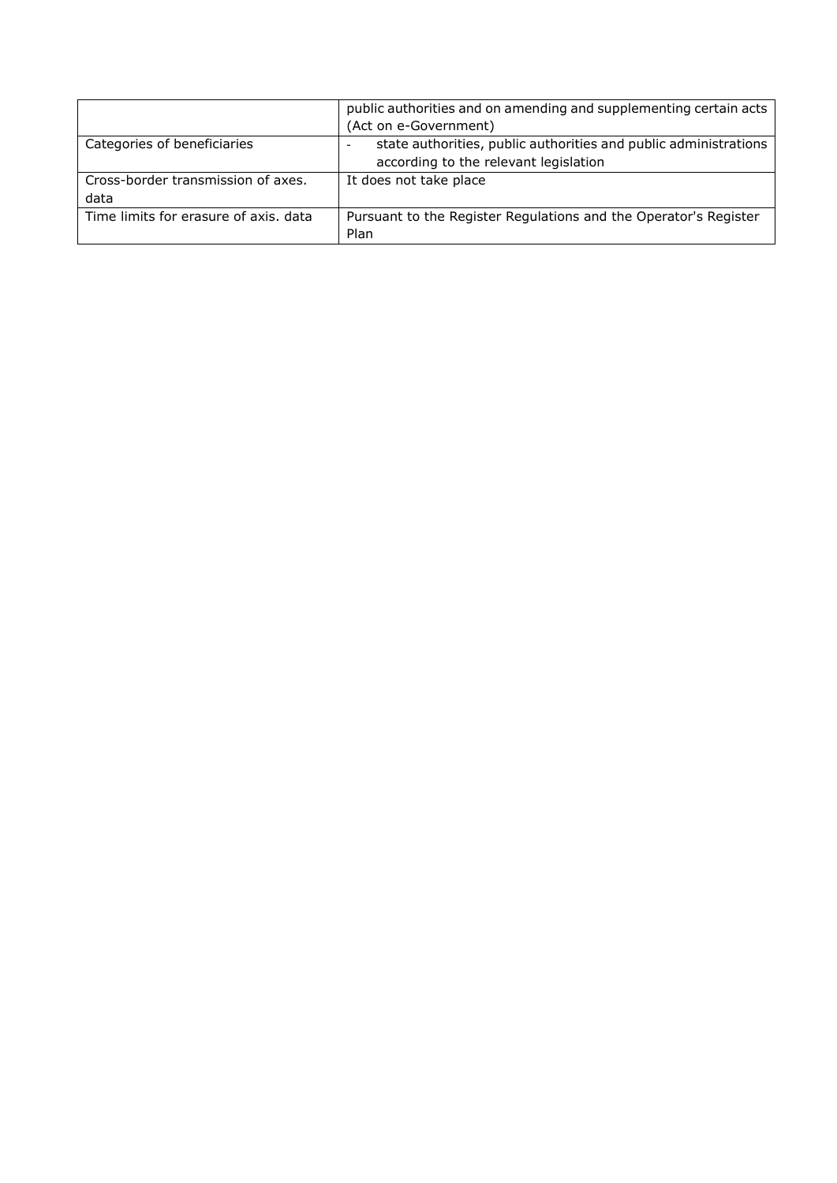|  |  |
|---|---|
|  | public authorities and on amending and supplementing certain acts (Act on e-Government) |
| Categories of beneficiaries | - state authorities, public authorities and public administrations according to the relevant legislation |
| Cross-border transmission of axes. data | It does not take place |
| Time limits for erasure of axis. data | Pursuant to the Register Regulations and the Operator's Register Plan |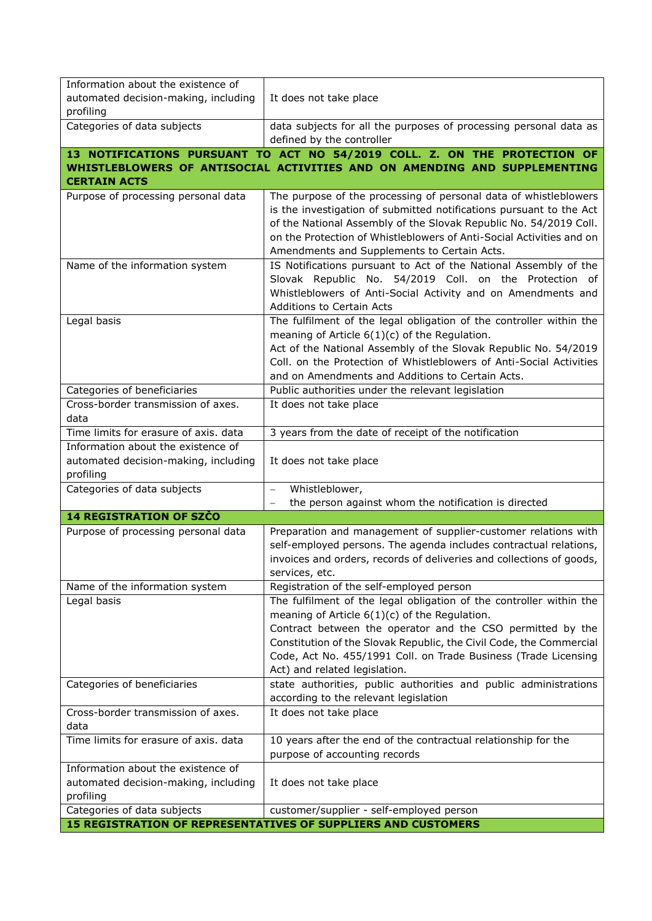| | |
|---|---|
| Information about the existence of automated decision-making, including profiling | It does not take place |
| Categories of data subjects | data subjects for all the purposes of processing personal data as defined by the controller |
| **13 NOTIFICATIONS PURSUANT TO ACT NO 54/2019 COLL. Z. ON THE PROTECTION OF WHISTLEBLOWERS OF ANTISOCIAL ACTIVITIES AND ON AMENDING AND SUPPLEMENTING CERTAIN ACTS** | |
| Purpose of processing personal data | The purpose of the processing of personal data of whistleblowers is the investigation of submitted notifications pursuant to the Act of the National Assembly of the Slovak Republic No. 54/2019 Coll. on the Protection of Whistleblowers of Anti-Social Activities and on Amendments and Supplements to Certain Acts. |
| Name of the information system | IS Notifications pursuant to Act of the National Assembly of the Slovak Republic No. 54/2019 Coll. on the Protection of Whistleblowers of Anti-Social Activity and on Amendments and Additions to Certain Acts |
| Legal basis | The fulfilment of the legal obligation of the controller within the meaning of Article 6(1)(c) of the Regulation. Act of the National Assembly of the Slovak Republic No. 54/2019 Coll. on the Protection of Whistleblowers of Anti-Social Activities and on Amendments and Additions to Certain Acts. |
| Categories of beneficiaries | Public authorities under the relevant legislation |
| Cross-border transmission of axes. data | It does not take place |
| Time limits for erasure of axis. data | 3 years from the date of receipt of the notification |
| Information about the existence of automated decision-making, including profiling | It does not take place |
| Categories of data subjects | – Whistleblower,<br>– the person against whom the notification is directed |
| **14 REGISTRATION OF SZČO** | |
| Purpose of processing personal data | Preparation and management of supplier-customer relations with self-employed persons. The agenda includes contractual relations, invoices and orders, records of deliveries and collections of goods, services, etc. |
| Name of the information system | Registration of the self-employed person |
| Legal basis | The fulfilment of the legal obligation of the controller within the meaning of Article 6(1)(c) of the Regulation. Contract between the operator and the CSO permitted by the Constitution of the Slovak Republic, the Civil Code, the Commercial Code, Act No. 455/1991 Coll. on Trade Business (Trade Licensing Act) and related legislation. |
| Categories of beneficiaries | state authorities, public authorities and public administrations according to the relevant legislation |
| Cross-border transmission of axes. data | It does not take place |
| Time limits for erasure of axis. data | 10 years after the end of the contractual relationship for the purpose of accounting records |
| Information about the existence of automated decision-making, including profiling | It does not take place |
| Categories of data subjects | customer/supplier - self-employed person |
| **15 REGISTRATION OF REPRESENTATIVES OF SUPPLIERS AND CUSTOMERS** | |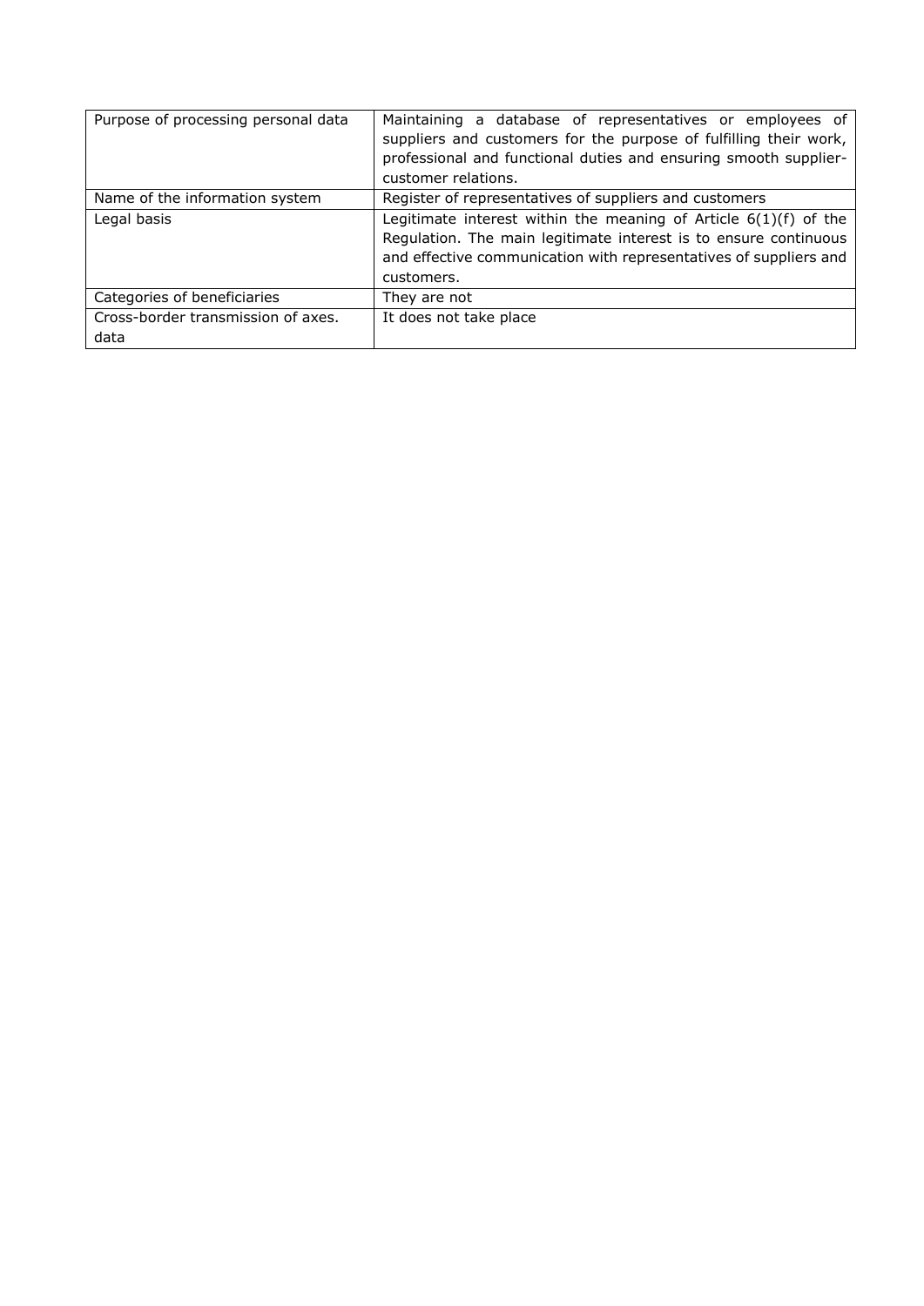| Purpose of processing personal data | Maintaining a database of representatives or employees of suppliers and customers for the purpose of fulfilling their work, professional and functional duties and ensuring smooth supplier-customer relations. |
|---|---|
| Name of the information system | Register of representatives of suppliers and customers |
| Legal basis | Legitimate interest within the meaning of Article 6(1)(f) of the Regulation. The main legitimate interest is to ensure continuous and effective communication with representatives of suppliers and customers. |
| Categories of beneficiaries | They are not |
| Cross-border transmission of axes. data | It does not take place |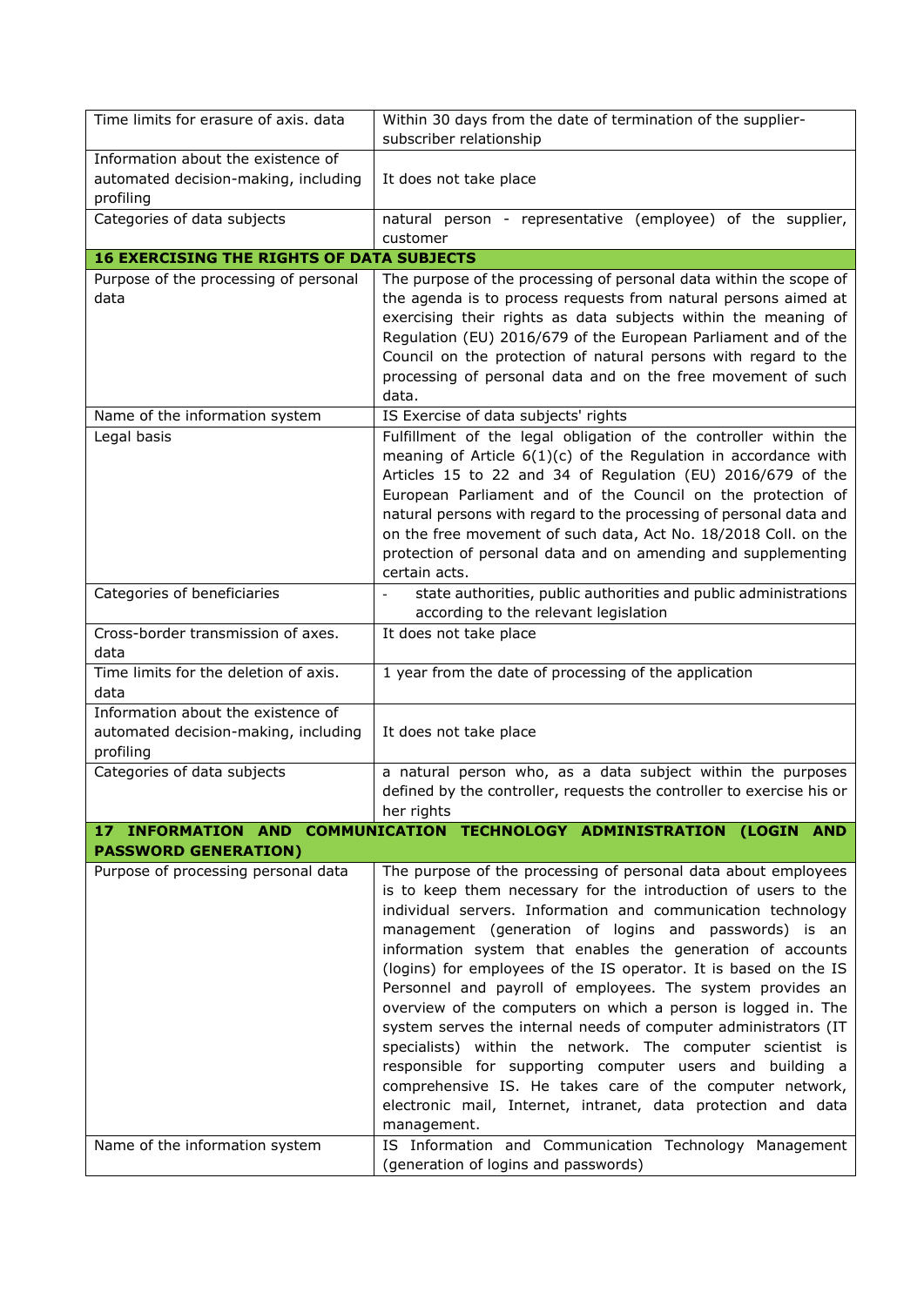| | |
|---|---|
| Time limits for erasure of axis. data | Within 30 days from the date of termination of the supplier-subscriber relationship |
| Information about the existence of automated decision-making, including profiling | It does not take place |
| Categories of data subjects | natural person - representative (employee) of the supplier, customer |
| **16 EXERCISING THE RIGHTS OF DATA SUBJECTS** | |
| Purpose of the processing of personal data | The purpose of the processing of personal data within the scope of the agenda is to process requests from natural persons aimed at exercising their rights as data subjects within the meaning of Regulation (EU) 2016/679 of the European Parliament and of the Council on the protection of natural persons with regard to the processing of personal data and on the free movement of such data. |
| Name of the information system | IS Exercise of data subjects' rights |
| Legal basis | Fulfillment of the legal obligation of the controller within the meaning of Article 6(1)(c) of the Regulation in accordance with Articles 15 to 22 and 34 of Regulation (EU) 2016/679 of the European Parliament and of the Council on the protection of natural persons with regard to the processing of personal data and on the free movement of such data, Act No. 18/2018 Coll. on the protection of personal data and on amending and supplementing certain acts. |
| Categories of beneficiaries | - state authorities, public authorities and public administrations according to the relevant legislation |
| Cross-border transmission of axes. data | It does not take place |
| Time limits for the deletion of axis. data | 1 year from the date of processing of the application |
| Information about the existence of automated decision-making, including profiling | It does not take place |
| Categories of data subjects | a natural person who, as a data subject within the purposes defined by the controller, requests the controller to exercise his or her rights |
| **17 INFORMATION AND COMMUNICATION TECHNOLOGY ADMINISTRATION (LOGIN AND PASSWORD GENERATION)** | |
| Purpose of processing personal data | The purpose of the processing of personal data about employees is to keep them necessary for the introduction of users to the individual servers. Information and communication technology management (generation of logins and passwords) is an information system that enables the generation of accounts (logins) for employees of the IS operator. It is based on the IS Personnel and payroll of employees. The system provides an overview of the computers on which a person is logged in. The system serves the internal needs of computer administrators (IT specialists) within the network. The computer scientist is responsible for supporting computer users and building a comprehensive IS. He takes care of the computer network, electronic mail, Internet, intranet, data protection and data management. |
| Name of the information system | IS Information and Communication Technology Management (generation of logins and passwords) |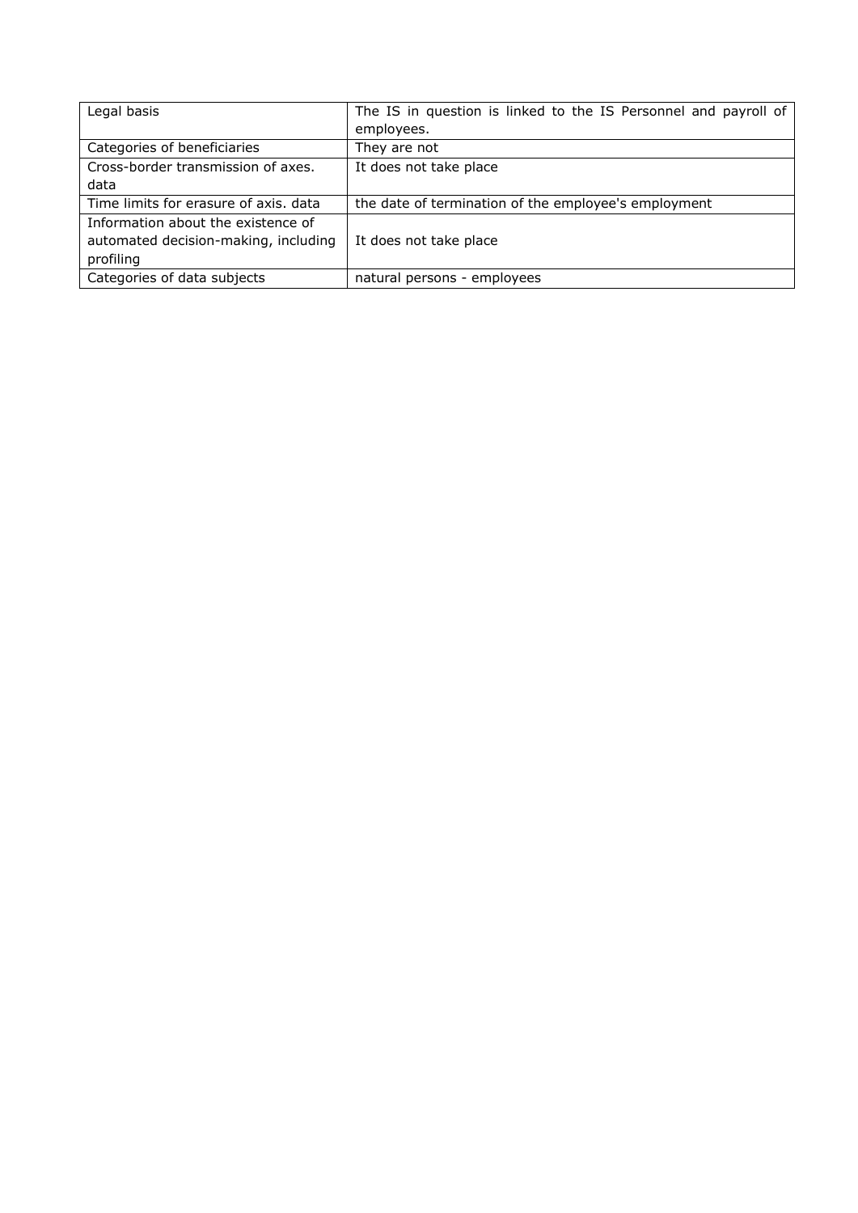| Legal basis | The IS in question is linked to the IS Personnel and payroll of employees. |
|---|---|
| Categories of beneficiaries | They are not |
| Cross-border transmission of axes. data | It does not take place |
| Time limits for erasure of axis. data | the date of termination of the employee's employment |
| Information about the existence of automated decision-making, including profiling | It does not take place |
| Categories of data subjects | natural persons - employees |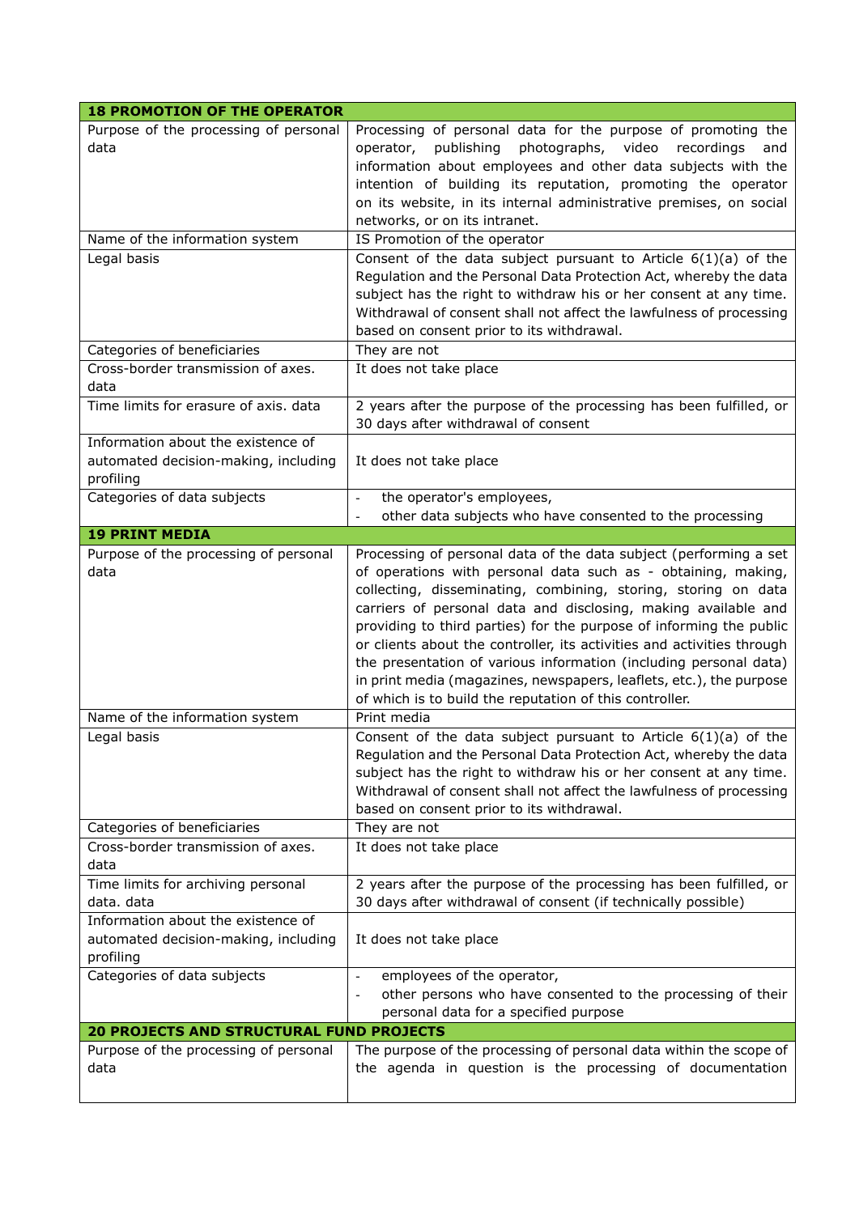| **18 PROMOTION OF THE OPERATOR** | |
|---|---|
| Purpose of the processing of personal data | Processing of personal data for the purpose of promoting the operator, publishing photographs, video recordings and information about employees and other data subjects with the intention of building its reputation, promoting the operator on its website, in its internal administrative premises, on social networks, or on its intranet. |
| Name of the information system | IS Promotion of the operator |
| Legal basis | Consent of the data subject pursuant to Article 6(1)(a) of the Regulation and the Personal Data Protection Act, whereby the data subject has the right to withdraw his or her consent at any time. Withdrawal of consent shall not affect the lawfulness of processing based on consent prior to its withdrawal. |
| Categories of beneficiaries | They are not |
| Cross-border transmission of axes. data | It does not take place |
| Time limits for erasure of axis. data | 2 years after the purpose of the processing has been fulfilled, or 30 days after withdrawal of consent |
| Information about the existence of automated decision-making, including profiling | It does not take place |
| Categories of data subjects | - the operator's employees,<br>- other data subjects who have consented to the processing |
| **19 PRINT MEDIA** | |
| Purpose of the processing of personal data | Processing of personal data of the data subject (performing a set of operations with personal data such as - obtaining, making, collecting, disseminating, combining, storing, storing on data carriers of personal data and disclosing, making available and providing to third parties) for the purpose of informing the public or clients about the controller, its activities and activities through the presentation of various information (including personal data) in print media (magazines, newspapers, leaflets, etc.), the purpose of which is to build the reputation of this controller. |
| Name of the information system | Print media |
| Legal basis | Consent of the data subject pursuant to Article 6(1)(a) of the Regulation and the Personal Data Protection Act, whereby the data subject has the right to withdraw his or her consent at any time. Withdrawal of consent shall not affect the lawfulness of processing based on consent prior to its withdrawal. |
| Categories of beneficiaries | They are not |
| Cross-border transmission of axes. data | It does not take place |
| Time limits for archiving personal data. data | 2 years after the purpose of the processing has been fulfilled, or 30 days after withdrawal of consent (if technically possible) |
| Information about the existence of automated decision-making, including profiling | It does not take place |
| Categories of data subjects | - employees of the operator,<br>- other persons who have consented to the processing of their personal data for a specified purpose |
| **20 PROJECTS AND STRUCTURAL FUND PROJECTS** | |
| Purpose of the processing of personal data | The purpose of the processing of personal data within the scope of the agenda in question is the processing of documentation |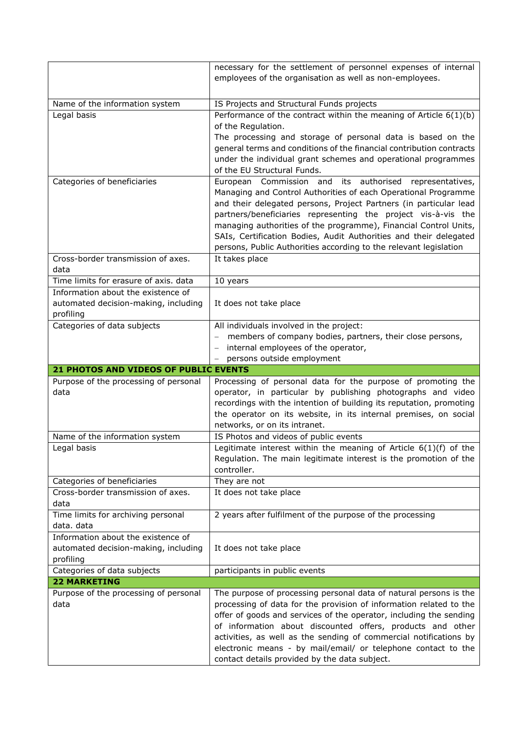| | |
|---|---|
| | necessary for the settlement of personnel expenses of internal employees of the organisation as well as non-employees. |
| Name of the information system | IS Projects and Structural Funds projects |
| Legal basis | Performance of the contract within the meaning of Article 6(1)(b) of the Regulation.<br>The processing and storage of personal data is based on the general terms and conditions of the financial contribution contracts under the individual grant schemes and operational programmes of the EU Structural Funds. |
| Categories of beneficiaries | European Commission and its authorised representatives, Managing and Control Authorities of each Operational Programme and their delegated persons, Project Partners (in particular lead partners/beneficiaries representing the project vis-à-vis the managing authorities of the programme), Financial Control Units, SAIs, Certification Bodies, Audit Authorities and their delegated persons, Public Authorities according to the relevant legislation |
| Cross-border transmission of axes. data | It takes place |
| Time limits for erasure of axis. data | 10 years |
| Information about the existence of automated decision-making, including profiling | It does not take place |
| Categories of data subjects | All individuals involved in the project:<br>– members of company bodies, partners, their close persons,<br>– internal employees of the operator,<br>– persons outside employment |
| **21 PHOTOS AND VIDEOS OF PUBLIC EVENTS** | |
| Purpose of the processing of personal data | Processing of personal data for the purpose of promoting the operator, in particular by publishing photographs and video recordings with the intention of building its reputation, promoting the operator on its website, in its internal premises, on social networks, or on its intranet. |
| Name of the information system | IS Photos and videos of public events |
| Legal basis | Legitimate interest within the meaning of Article 6(1)(f) of the Regulation. The main legitimate interest is the promotion of the controller. |
| Categories of beneficiaries | They are not |
| Cross-border transmission of axes. data | It does not take place |
| Time limits for archiving personal data. data | 2 years after fulfilment of the purpose of the processing |
| Information about the existence of automated decision-making, including profiling | It does not take place |
| Categories of data subjects | participants in public events |
| **22 MARKETING** | |
| Purpose of the processing of personal data | The purpose of processing personal data of natural persons is the processing of data for the provision of information related to the offer of goods and services of the operator, including the sending of information about discounted offers, products and other activities, as well as the sending of commercial notifications by electronic means - by mail/email/ or telephone contact to the contact details provided by the data subject. |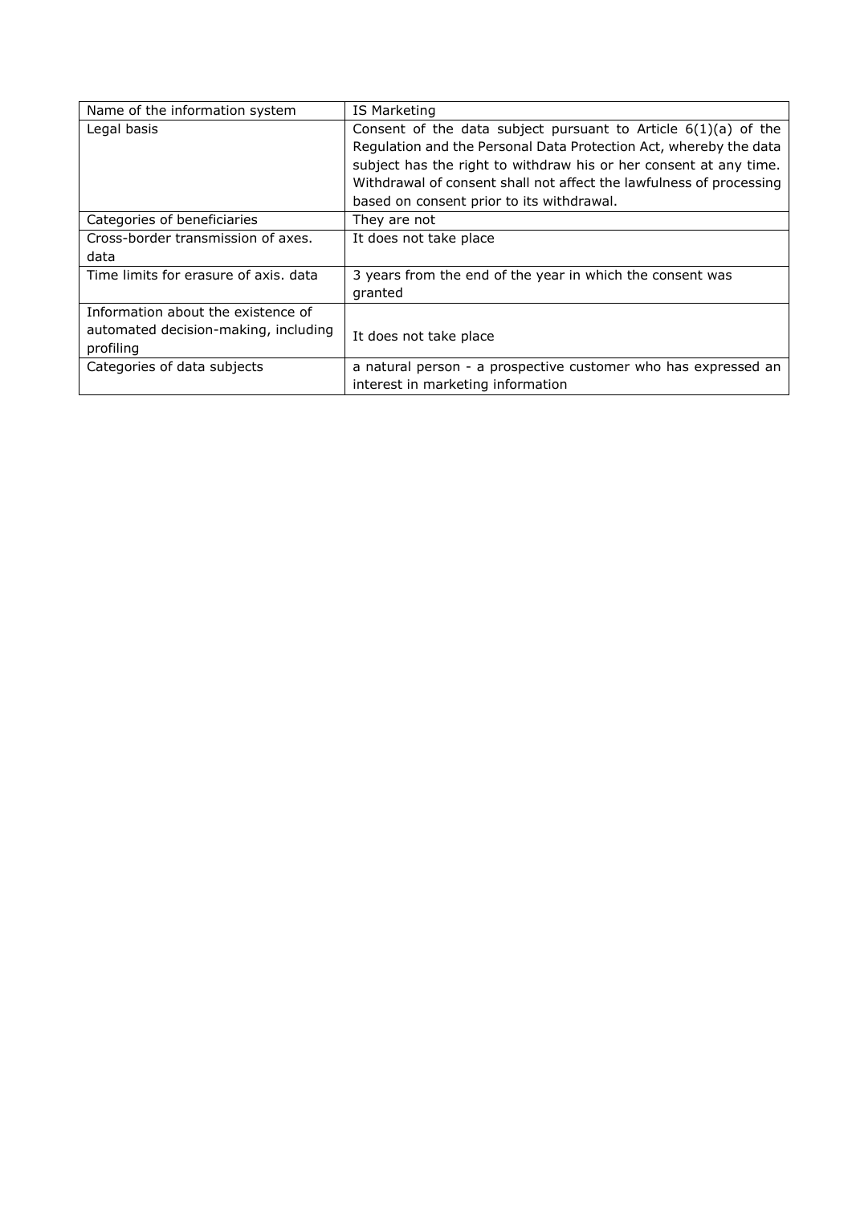| Name of the information system | IS Marketing |
|---|---|
| Legal basis | Consent of the data subject pursuant to Article 6(1)(a) of the Regulation and the Personal Data Protection Act, whereby the data subject has the right to withdraw his or her consent at any time. Withdrawal of consent shall not affect the lawfulness of processing based on consent prior to its withdrawal. |
| Categories of beneficiaries | They are not |
| Cross-border transmission of axes. data | It does not take place |
| Time limits for erasure of axis. data | 3 years from the end of the year in which the consent was granted |
| Information about the existence of automated decision-making, including profiling | It does not take place |
| Categories of data subjects | a natural person - a prospective customer who has expressed an interest in marketing information |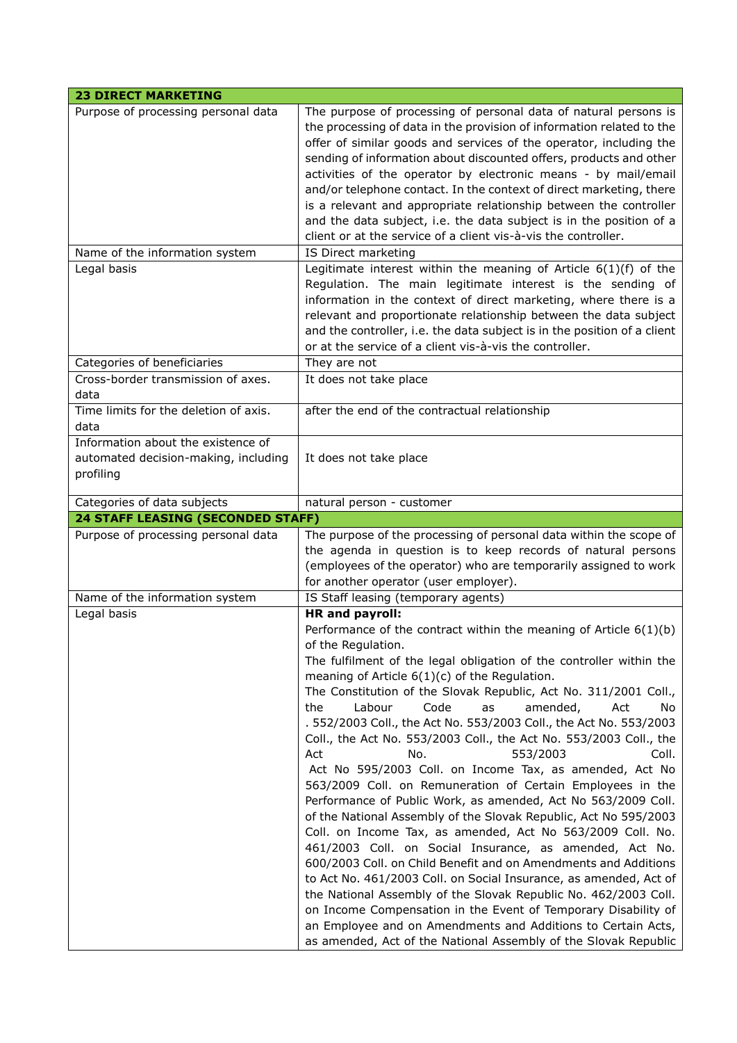| 23 DIRECT MARKETING | |
|---|---|
| Purpose of processing personal data | The purpose of processing of personal data of natural persons is the processing of data in the provision of information related to the offer of similar goods and services of the operator, including the sending of information about discounted offers, products and other activities of the operator by electronic means - by mail/email and/or telephone contact. In the context of direct marketing, there is a relevant and appropriate relationship between the controller and the data subject, i.e. the data subject is in the position of a client or at the service of a client vis-à-vis the controller. |
| Name of the information system | IS Direct marketing |
| Legal basis | Legitimate interest within the meaning of Article 6(1)(f) of the Regulation. The main legitimate interest is the sending of information in the context of direct marketing, where there is a relevant and proportionate relationship between the data subject and the controller, i.e. the data subject is in the position of a client or at the service of a client vis-à-vis the controller. |
| Categories of beneficiaries | They are not |
| Cross-border transmission of axes. data | It does not take place |
| Time limits for the deletion of axis. data | after the end of the contractual relationship |
| Information about the existence of automated decision-making, including profiling | It does not take place |
| Categories of data subjects | natural person - customer |
| **24 STAFF LEASING (SECONDED STAFF)** | |
| Purpose of processing personal data | The purpose of the processing of personal data within the scope of the agenda in question is to keep records of natural persons (employees of the operator) who are temporarily assigned to work for another operator (user employer). |
| Name of the information system | IS Staff leasing (temporary agents) |
| Legal basis | **HR and payroll:**<br>Performance of the contract within the meaning of Article 6(1)(b) of the Regulation.<br>The fulfilment of the legal obligation of the controller within the meaning of Article 6(1)(c) of the Regulation.<br>The Constitution of the Slovak Republic, Act No. 311/2001 Coll., the Labour Code as amended, Act No . 552/2003 Coll., the Act No. 553/2003 Coll., the Act No. 553/2003 Coll., the Act No. 553/2003 Coll., the Act No. 553/2003 Coll., the Act No. 553/2003 Coll. Act No 595/2003 Coll. on Income Tax, as amended, Act No 563/2009 Coll. on Remuneration of Certain Employees in the Performance of Public Work, as amended, Act No 563/2009 Coll. of the National Assembly of the Slovak Republic, Act No 595/2003 Coll. on Income Tax, as amended, Act No 563/2009 Coll. No. 461/2003 Coll. on Social Insurance, as amended, Act No. 600/2003 Coll. on Child Benefit and on Amendments and Additions to Act No. 461/2003 Coll. on Social Insurance, as amended, Act of the National Assembly of the Slovak Republic No. 462/2003 Coll. on Income Compensation in the Event of Temporary Disability of an Employee and on Amendments and Additions to Certain Acts, as amended, Act of the National Assembly of the Slovak Republic |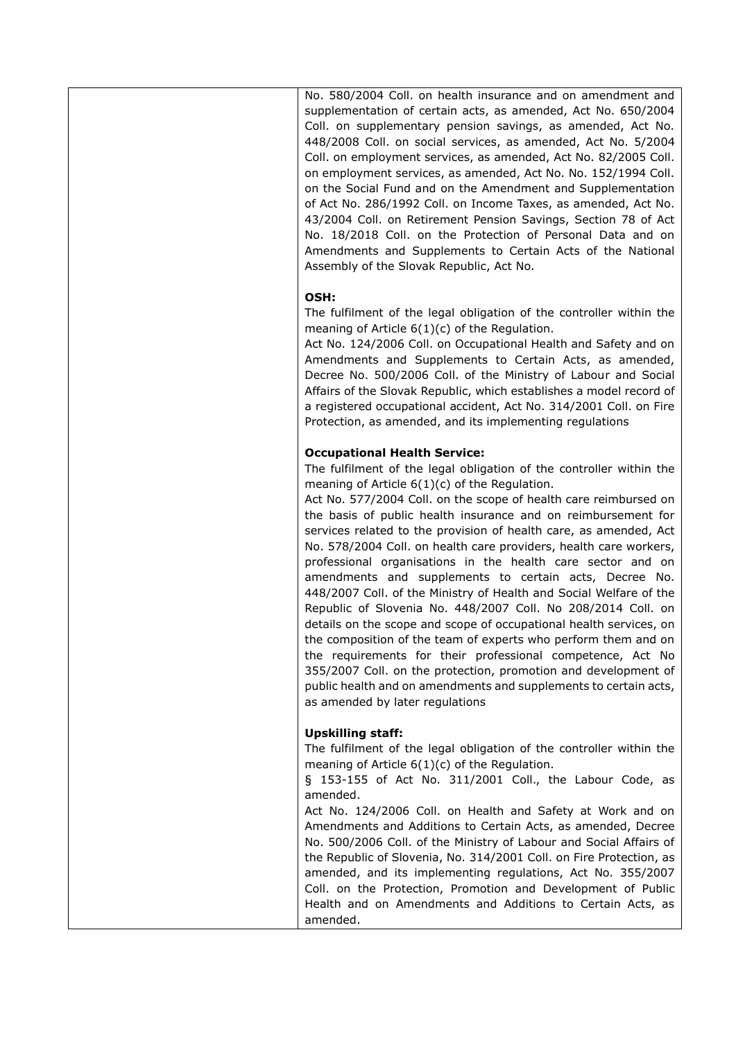| | |
|---|---|
| | No. 580/2004 Coll. on health insurance and on amendment and supplementation of certain acts, as amended, Act No. 650/2004 Coll. on supplementary pension savings, as amended, Act No. 448/2008 Coll. on social services, as amended, Act No. 5/2004 Coll. on employment services, as amended, Act No. 82/2005 Coll. on employment services, as amended, Act No. No. 152/1994 Coll. on the Social Fund and on the Amendment and Supplementation of Act No. 286/1992 Coll. on Income Taxes, as amended, Act No. 43/2004 Coll. on Retirement Pension Savings, Section 78 of Act No. 18/2018 Coll. on the Protection of Personal Data and on Amendments and Supplements to Certain Acts of the National Assembly of the Slovak Republic, Act No.<br><br>**OSH:**<br>The fulfilment of the legal obligation of the controller within the meaning of Article 6(1)(c) of the Regulation.<br>Act No. 124/2006 Coll. on Occupational Health and Safety and on Amendments and Supplements to Certain Acts, as amended, Decree No. 500/2006 Coll. of the Ministry of Labour and Social Affairs of the Slovak Republic, which establishes a model record of a registered occupational accident, Act No. 314/2001 Coll. on Fire Protection, as amended, and its implementing regulations<br><br>**Occupational Health Service:**<br>The fulfilment of the legal obligation of the controller within the meaning of Article 6(1)(c) of the Regulation.<br>Act No. 577/2004 Coll. on the scope of health care reimbursed on the basis of public health insurance and on reimbursement for services related to the provision of health care, as amended, Act No. 578/2004 Coll. on health care providers, health care workers, professional organisations in the health care sector and on amendments and supplements to certain acts, Decree No. 448/2007 Coll. of the Ministry of Health and Social Welfare of the Republic of Slovenia No. 448/2007 Coll. No 208/2014 Coll. on details on the scope and scope of occupational health services, on the composition of the team of experts who perform them and on the requirements for their professional competence, Act No 355/2007 Coll. on the protection, promotion and development of public health and on amendments and supplements to certain acts, as amended by later regulations<br><br>**Upskilling staff:**<br>The fulfilment of the legal obligation of the controller within the meaning of Article 6(1)(c) of the Regulation.<br>§ 153-155 of Act No. 311/2001 Coll., the Labour Code, as amended.<br>Act No. 124/2006 Coll. on Health and Safety at Work and on Amendments and Additions to Certain Acts, as amended, Decree No. 500/2006 Coll. of the Ministry of Labour and Social Affairs of the Republic of Slovenia, No. 314/2001 Coll. on Fire Protection, as amended, and its implementing regulations, Act No. 355/2007 Coll. on the Protection, Promotion and Development of Public Health and on Amendments and Additions to Certain Acts, as amended. |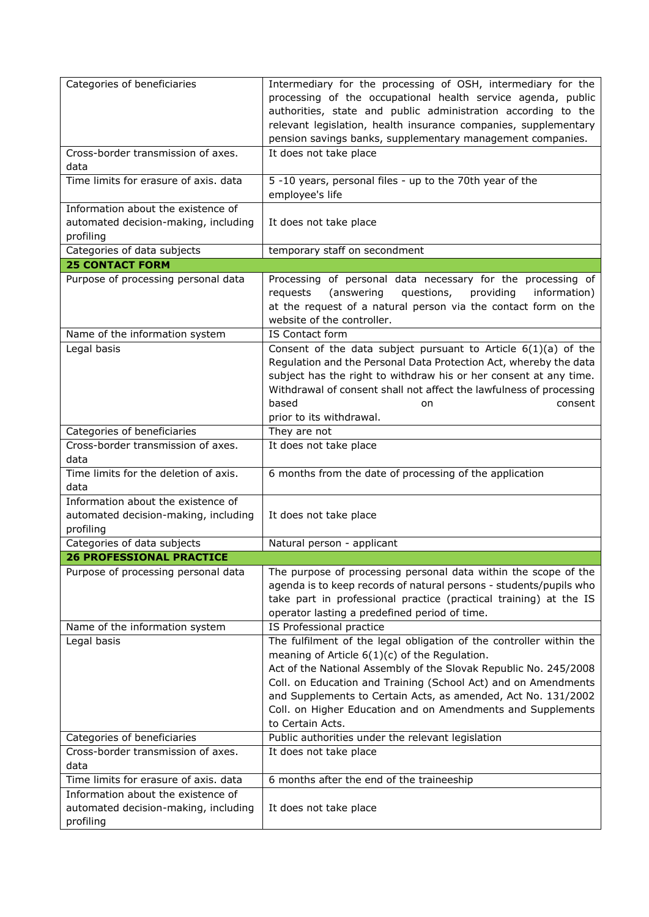| | |
|---|---|
| Categories of beneficiaries | Intermediary for the processing of OSH, intermediary for the processing of the occupational health service agenda, public authorities, state and public administration according to the relevant legislation, health insurance companies, supplementary pension savings banks, supplementary management companies. |
| Cross-border transmission of axes. data | It does not take place |
| Time limits for erasure of axis. data | 5 -10 years, personal files - up to the 70th year of the employee's life |
| Information about the existence of automated decision-making, including profiling | It does not take place |
| Categories of data subjects | temporary staff on secondment |
| **25 CONTACT FORM** | |
| Purpose of processing personal data | Processing of personal data necessary for the processing of requests (answering questions, providing information) at the request of a natural person via the contact form on the website of the controller. |
| Name of the information system | IS Contact form |
| Legal basis | Consent of the data subject pursuant to Article 6(1)(a) of the Regulation and the Personal Data Protection Act, whereby the data subject has the right to withdraw his or her consent at any time. Withdrawal of consent shall not affect the lawfulness of processing based on consent prior to its withdrawal. |
| Categories of beneficiaries | They are not |
| Cross-border transmission of axes. data | It does not take place |
| Time limits for the deletion of axis. data | 6 months from the date of processing of the application |
| Information about the existence of automated decision-making, including profiling | It does not take place |
| Categories of data subjects | Natural person - applicant |
| **26 PROFESSIONAL PRACTICE** | |
| Purpose of processing personal data | The purpose of processing personal data within the scope of the agenda is to keep records of natural persons - students/pupils who take part in professional practice (practical training) at the IS operator lasting a predefined period of time. |
| Name of the information system | IS Professional practice |
| Legal basis | The fulfilment of the legal obligation of the controller within the meaning of Article 6(1)(c) of the Regulation.<br>Act of the National Assembly of the Slovak Republic No. 245/2008 Coll. on Education and Training (School Act) and on Amendments and Supplements to Certain Acts, as amended, Act No. 131/2002 Coll. on Higher Education and on Amendments and Supplements to Certain Acts. |
| Categories of beneficiaries | Public authorities under the relevant legislation |
| Cross-border transmission of axes. data | It does not take place |
| Time limits for erasure of axis. data | 6 months after the end of the traineeship |
| Information about the existence of automated decision-making, including profiling | It does not take place |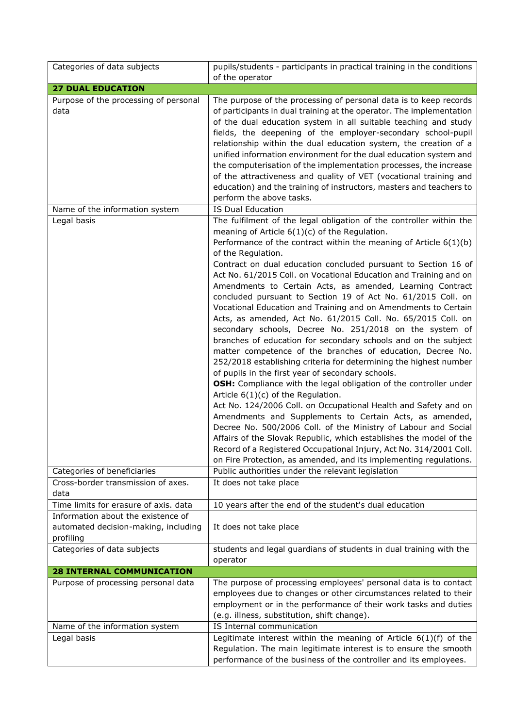| | |
|---|---|
| Categories of data subjects | pupils/students - participants in practical training in the conditions of the operator |
| **27 DUAL EDUCATION** | |
| Purpose of the processing of personal data | The purpose of the processing of personal data is to keep records of participants in dual training at the operator. The implementation of the dual education system in all suitable teaching and study fields, the deepening of the employer-secondary school-pupil relationship within the dual education system, the creation of a unified information environment for the dual education system and the computerisation of the implementation processes, the increase of the attractiveness and quality of VET (vocational training and education) and the training of instructors, masters and teachers to perform the above tasks. |
| Name of the information system | IS Dual Education |
| Legal basis | The fulfilment of the legal obligation of the controller within the meaning of Article 6(1)(c) of the Regulation.<br>Performance of the contract within the meaning of Article 6(1)(b) of the Regulation.<br>Contract on dual education concluded pursuant to Section 16 of Act No. 61/2015 Coll. on Vocational Education and Training and on Amendments to Certain Acts, as amended, Learning Contract concluded pursuant to Section 19 of Act No. 61/2015 Coll. on Vocational Education and Training and on Amendments to Certain Acts, as amended, Act No. 61/2015 Coll. No. 65/2015 Coll. on secondary schools, Decree No. 251/2018 on the system of branches of education for secondary schools and on the subject matter competence of the branches of education, Decree No. 252/2018 establishing criteria for determining the highest number of pupils in the first year of secondary schools.<br>**OSH:** Compliance with the legal obligation of the controller under Article 6(1)(c) of the Regulation.<br>Act No. 124/2006 Coll. on Occupational Health and Safety and on Amendments and Supplements to Certain Acts, as amended, Decree No. 500/2006 Coll. of the Ministry of Labour and Social Affairs of the Slovak Republic, which establishes the model of the Record of a Registered Occupational Injury, Act No. 314/2001 Coll. on Fire Protection, as amended, and its implementing regulations. |
| Categories of beneficiaries | Public authorities under the relevant legislation |
| Cross-border transmission of axes. data | It does not take place |
| Time limits for erasure of axis. data | 10 years after the end of the student's dual education |
| Information about the existence of automated decision-making, including profiling | It does not take place |
| Categories of data subjects | students and legal guardians of students in dual training with the operator |
| **28 INTERNAL COMMUNICATION** | |
| Purpose of processing personal data | The purpose of processing employees' personal data is to contact employees due to changes or other circumstances related to their employment or in the performance of their work tasks and duties (e.g. illness, substitution, shift change). |
| Name of the information system | IS Internal communication |
| Legal basis | Legitimate interest within the meaning of Article 6(1)(f) of the Regulation. The main legitimate interest is to ensure the smooth performance of the business of the controller and its employees. |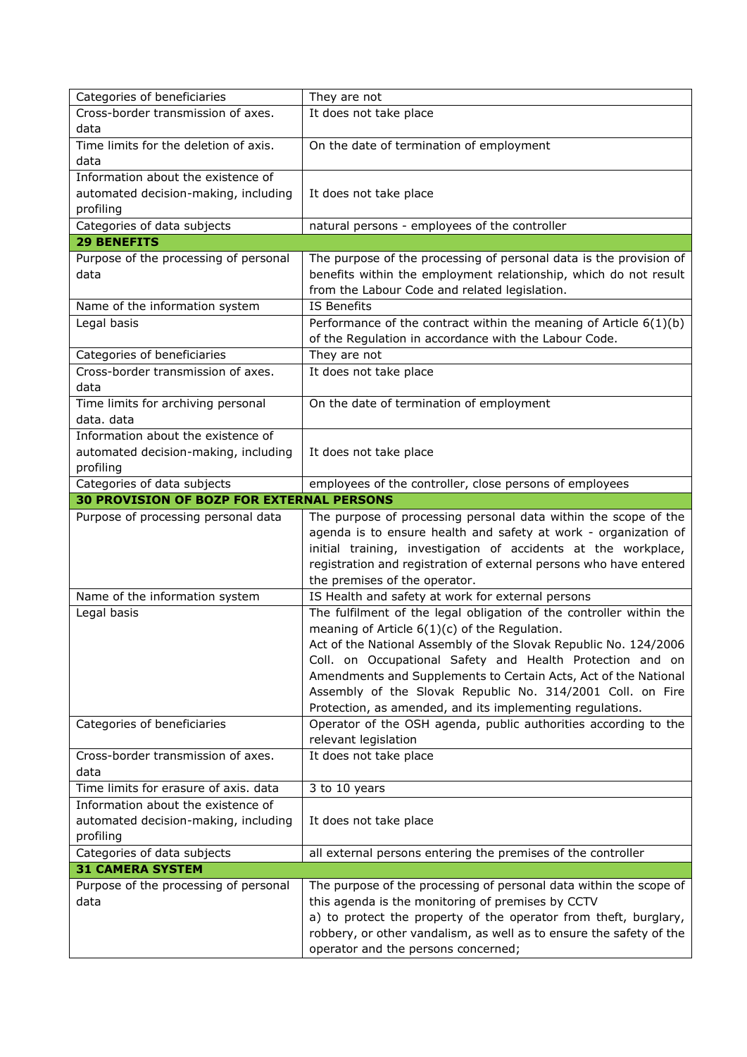| | |
|---|---|
| Categories of beneficiaries | They are not |
| Cross-border transmission of axes. data | It does not take place |
| Time limits for the deletion of axis. data | On the date of termination of employment |
| Information about the existence of automated decision-making, including profiling | It does not take place |
| Categories of data subjects | natural persons - employees of the controller |
| **29 BENEFITS** | |
| Purpose of the processing of personal data | The purpose of the processing of personal data is the provision of benefits within the employment relationship, which do not result from the Labour Code and related legislation. |
| Name of the information system | IS Benefits |
| Legal basis | Performance of the contract within the meaning of Article 6(1)(b) of the Regulation in accordance with the Labour Code. |
| Categories of beneficiaries | They are not |
| Cross-border transmission of axes. data | It does not take place |
| Time limits for archiving personal data. data | On the date of termination of employment |
| Information about the existence of automated decision-making, including profiling | It does not take place |
| Categories of data subjects | employees of the controller, close persons of employees |
| **30 PROVISION OF BOZP FOR EXTERNAL PERSONS** | |
| Purpose of processing personal data | The purpose of processing personal data within the scope of the agenda is to ensure health and safety at work - organization of initial training, investigation of accidents at the workplace, registration and registration of external persons who have entered the premises of the operator. |
| Name of the information system | IS Health and safety at work for external persons |
| Legal basis | The fulfilment of the legal obligation of the controller within the meaning of Article 6(1)(c) of the Regulation.<br>Act of the National Assembly of the Slovak Republic No. 124/2006 Coll. on Occupational Safety and Health Protection and on Amendments and Supplements to Certain Acts, Act of the National Assembly of the Slovak Republic No. 314/2001 Coll. on Fire Protection, as amended, and its implementing regulations. |
| Categories of beneficiaries | Operator of the OSH agenda, public authorities according to the relevant legislation |
| Cross-border transmission of axes. data | It does not take place |
| Time limits for erasure of axis. data | 3 to 10 years |
| Information about the existence of automated decision-making, including profiling | It does not take place |
| Categories of data subjects | all external persons entering the premises of the controller |
| **31 CAMERA SYSTEM** | |
| Purpose of the processing of personal data | The purpose of the processing of personal data within the scope of this agenda is the monitoring of premises by CCTV<br>a) to protect the property of the operator from theft, burglary, robbery, or other vandalism, as well as to ensure the safety of the operator and the persons concerned; |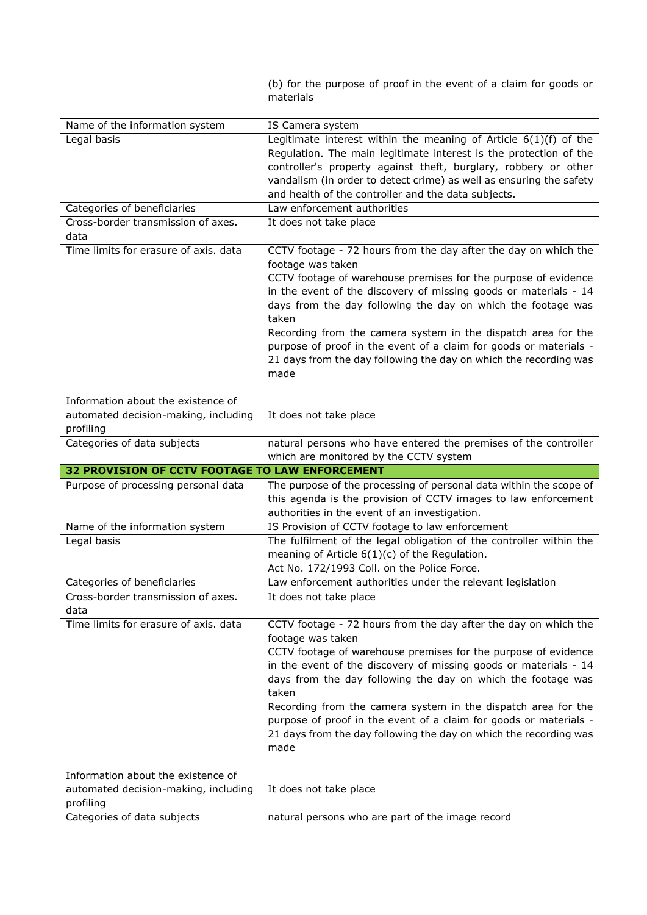| | |
|---|---|
| | (b) for the purpose of proof in the event of a claim for goods or materials |
| Name of the information system | IS Camera system |
| Legal basis | Legitimate interest within the meaning of Article 6(1)(f) of the Regulation. The main legitimate interest is the protection of the controller's property against theft, burglary, robbery or other vandalism (in order to detect crime) as well as ensuring the safety and health of the controller and the data subjects. |
| Categories of beneficiaries | Law enforcement authorities |
| Cross-border transmission of axes. data | It does not take place |
| Time limits for erasure of axis. data | CCTV footage - 72 hours from the day after the day on which the footage was taken<br>CCTV footage of warehouse premises for the purpose of evidence in the event of the discovery of missing goods or materials - 14 days from the day following the day on which the footage was taken<br>Recording from the camera system in the dispatch area for the purpose of proof in the event of a claim for goods or materials - 21 days from the day following the day on which the recording was made |
| Information about the existence of automated decision-making, including profiling | It does not take place |
| Categories of data subjects | natural persons who have entered the premises of the controller which are monitored by the CCTV system |
| **32 PROVISION OF CCTV FOOTAGE TO LAW ENFORCEMENT** | |
| Purpose of processing personal data | The purpose of the processing of personal data within the scope of this agenda is the provision of CCTV images to law enforcement authorities in the event of an investigation. |
| Name of the information system | IS Provision of CCTV footage to law enforcement |
| Legal basis | The fulfilment of the legal obligation of the controller within the meaning of Article 6(1)(c) of the Regulation.<br>Act No. 172/1993 Coll. on the Police Force. |
| Categories of beneficiaries | Law enforcement authorities under the relevant legislation |
| Cross-border transmission of axes. data | It does not take place |
| Time limits for erasure of axis. data | CCTV footage - 72 hours from the day after the day on which the footage was taken<br>CCTV footage of warehouse premises for the purpose of evidence in the event of the discovery of missing goods or materials - 14 days from the day following the day on which the footage was taken<br>Recording from the camera system in the dispatch area for the purpose of proof in the event of a claim for goods or materials - 21 days from the day following the day on which the recording was made |
| Information about the existence of automated decision-making, including profiling | It does not take place |
| Categories of data subjects | natural persons who are part of the image record |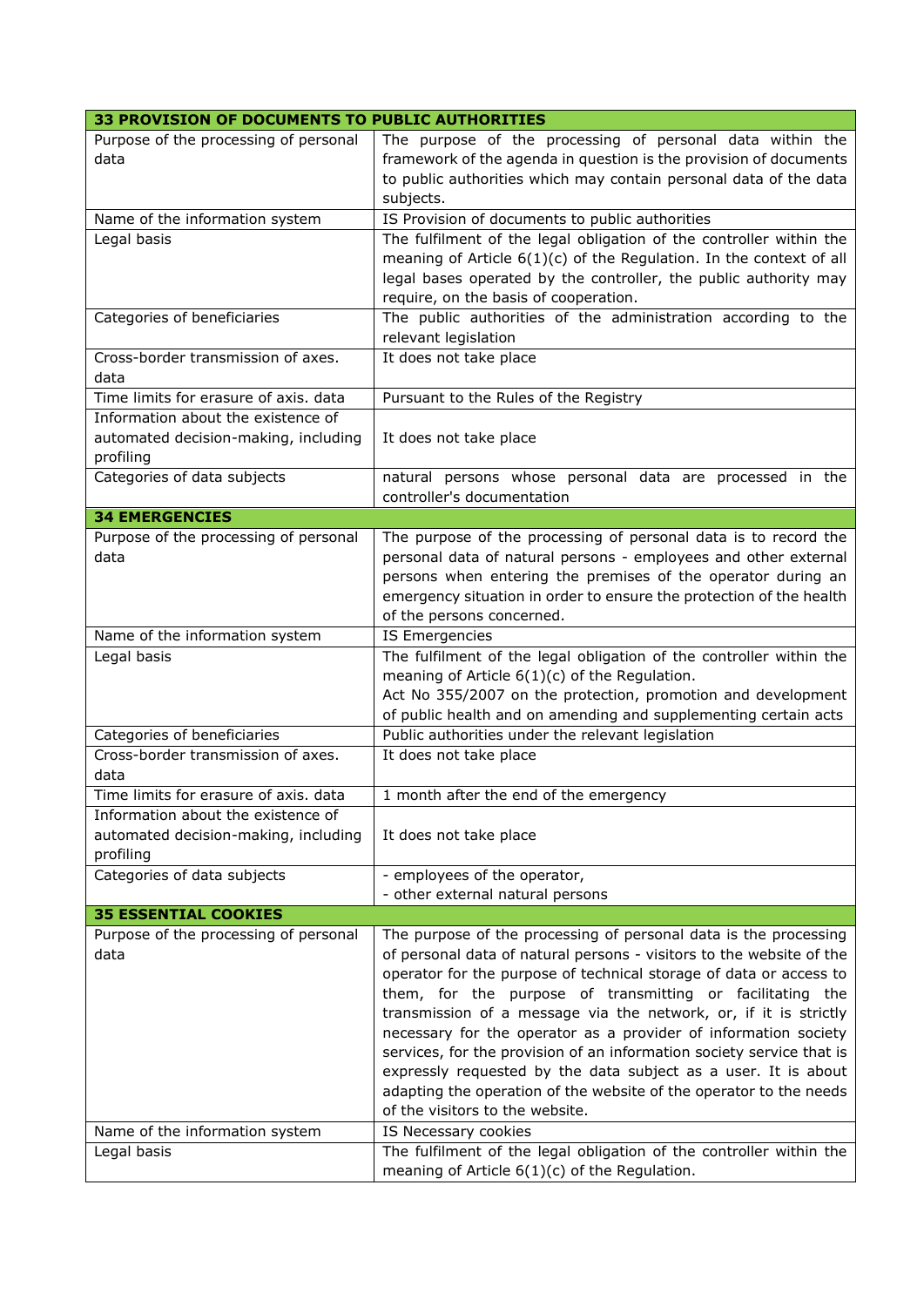| **33 PROVISION OF DOCUMENTS TO PUBLIC AUTHORITIES** | |
|---|---|
| Purpose of the processing of personal data | The purpose of the processing of personal data within the framework of the agenda in question is the provision of documents to public authorities which may contain personal data of the data subjects. |
| Name of the information system | IS Provision of documents to public authorities |
| Legal basis | The fulfilment of the legal obligation of the controller within the meaning of Article 6(1)(c) of the Regulation. In the context of all legal bases operated by the controller, the public authority may require, on the basis of cooperation. |
| Categories of beneficiaries | The public authorities of the administration according to the relevant legislation |
| Cross-border transmission of axes. data | It does not take place |
| Time limits for erasure of axis. data | Pursuant to the Rules of the Registry |
| Information about the existence of automated decision-making, including profiling | It does not take place |
| Categories of data subjects | natural persons whose personal data are processed in the controller's documentation |
| **34 EMERGENCIES** | |
| Purpose of the processing of personal data | The purpose of the processing of personal data is to record the personal data of natural persons - employees and other external persons when entering the premises of the operator during an emergency situation in order to ensure the protection of the health of the persons concerned. |
| Name of the information system | IS Emergencies |
| Legal basis | The fulfilment of the legal obligation of the controller within the meaning of Article 6(1)(c) of the Regulation.<br>Act No 355/2007 on the protection, promotion and development of public health and on amending and supplementing certain acts |
| Categories of beneficiaries | Public authorities under the relevant legislation |
| Cross-border transmission of axes. data | It does not take place |
| Time limits for erasure of axis. data | 1 month after the end of the emergency |
| Information about the existence of automated decision-making, including profiling | It does not take place |
| Categories of data subjects | - employees of the operator,<br>- other external natural persons |
| **35 ESSENTIAL COOKIES** | |
| Purpose of the processing of personal data | The purpose of the processing of personal data is the processing of personal data of natural persons - visitors to the website of the operator for the purpose of technical storage of data or access to them, for the purpose of transmitting or facilitating the transmission of a message via the network, or, if it is strictly necessary for the operator as a provider of information society services, for the provision of an information society service that is expressly requested by the data subject as a user. It is about adapting the operation of the website of the operator to the needs of the visitors to the website. |
| Name of the information system | IS Necessary cookies |
| Legal basis | The fulfilment of the legal obligation of the controller within the meaning of Article 6(1)(c) of the Regulation. |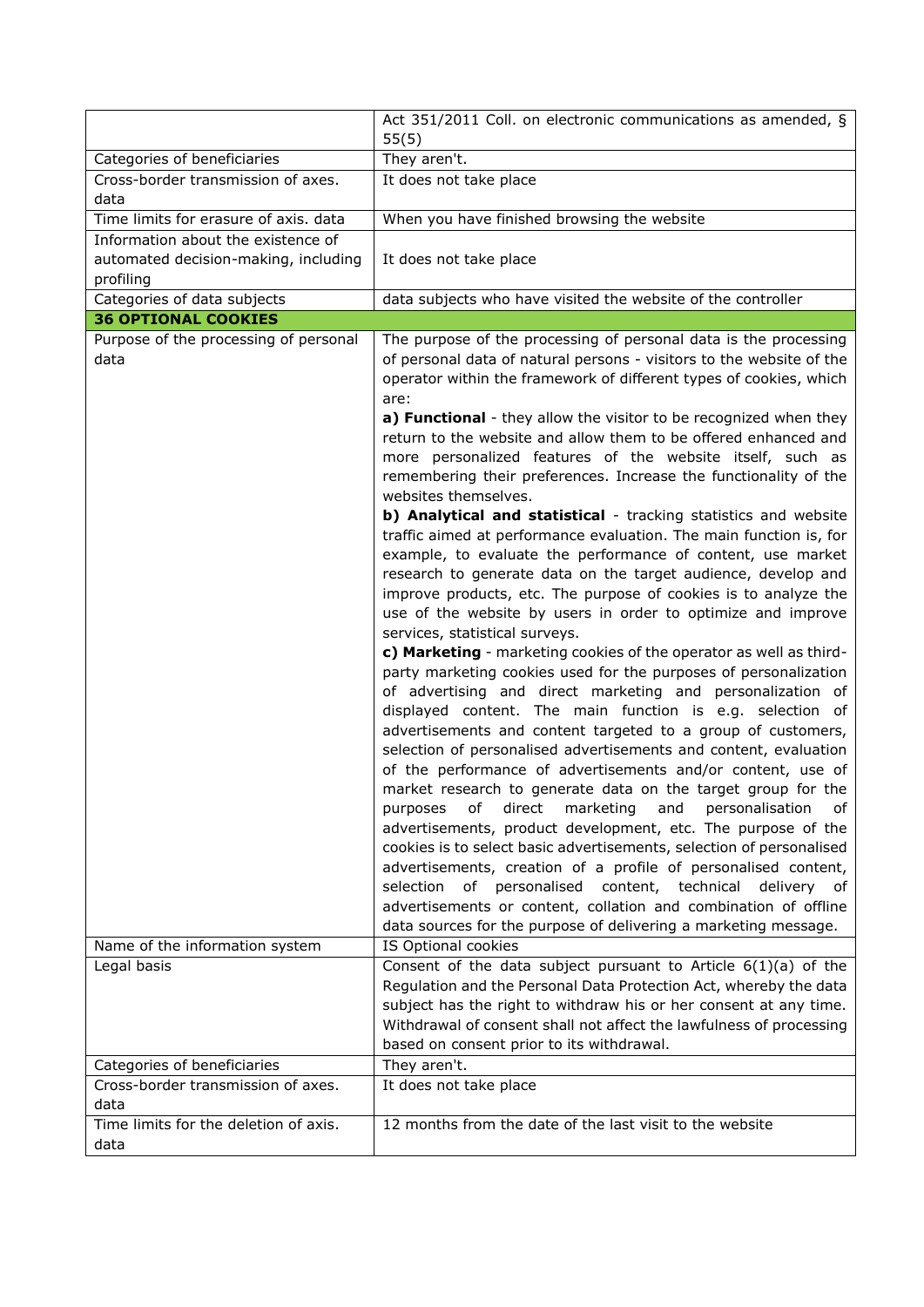| | |
|---|---|
| | Act 351/2011 Coll. on electronic communications as amended, § 55(5) |
| Categories of beneficiaries | They aren't. |
| Cross-border transmission of axes. data | It does not take place |
| Time limits for erasure of axis. data | When you have finished browsing the website |
| Information about the existence of automated decision-making, including profiling | It does not take place |
| Categories of data subjects | data subjects who have visited the website of the controller |
| **36 OPTIONAL COOKIES** | |
| Purpose of the processing of personal data | The purpose of the processing of personal data is the processing of personal data of natural persons - visitors to the website of the operator within the framework of different types of cookies, which are:<br>**a) Functional** - they allow the visitor to be recognized when they return to the website and allow them to be offered enhanced and more personalized features of the website itself, such as remembering their preferences. Increase the functionality of the websites themselves.<br>**b) Analytical and statistical** - tracking statistics and website traffic aimed at performance evaluation. The main function is, for example, to evaluate the performance of content, use market research to generate data on the target audience, develop and improve products, etc. The purpose of cookies is to analyze the use of the website by users in order to optimize and improve services, statistical surveys.<br>**c) Marketing** - marketing cookies of the operator as well as third-party marketing cookies used for the purposes of personalization of advertising and direct marketing and personalization of displayed content. The main function is e.g. selection of advertisements and content targeted to a group of customers, selection of personalised advertisements and content, evaluation of the performance of advertisements and/or content, use of market research to generate data on the target group for the purposes of direct marketing and personalisation of advertisements, product development, etc. The purpose of the cookies is to select basic advertisements, selection of personalised advertisements, creation of a profile of personalised content, selection of personalised content, technical delivery of advertisements or content, collation and combination of offline data sources for the purpose of delivering a marketing message. |
| Name of the information system | IS Optional cookies |
| Legal basis | Consent of the data subject pursuant to Article 6(1)(a) of the Regulation and the Personal Data Protection Act, whereby the data subject has the right to withdraw his or her consent at any time. Withdrawal of consent shall not affect the lawfulness of processing based on consent prior to its withdrawal. |
| Categories of beneficiaries | They aren't. |
| Cross-border transmission of axes. data | It does not take place |
| Time limits for the deletion of axis. data | 12 months from the date of the last visit to the website |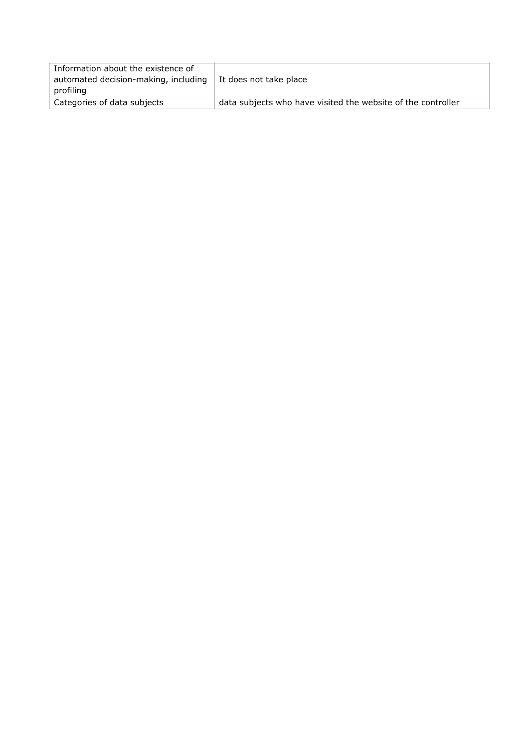| | |
|---|---|
| Information about the existence of automated decision-making, including profiling | It does not take place |
| Categories of data subjects | data subjects who have visited the website of the controller |